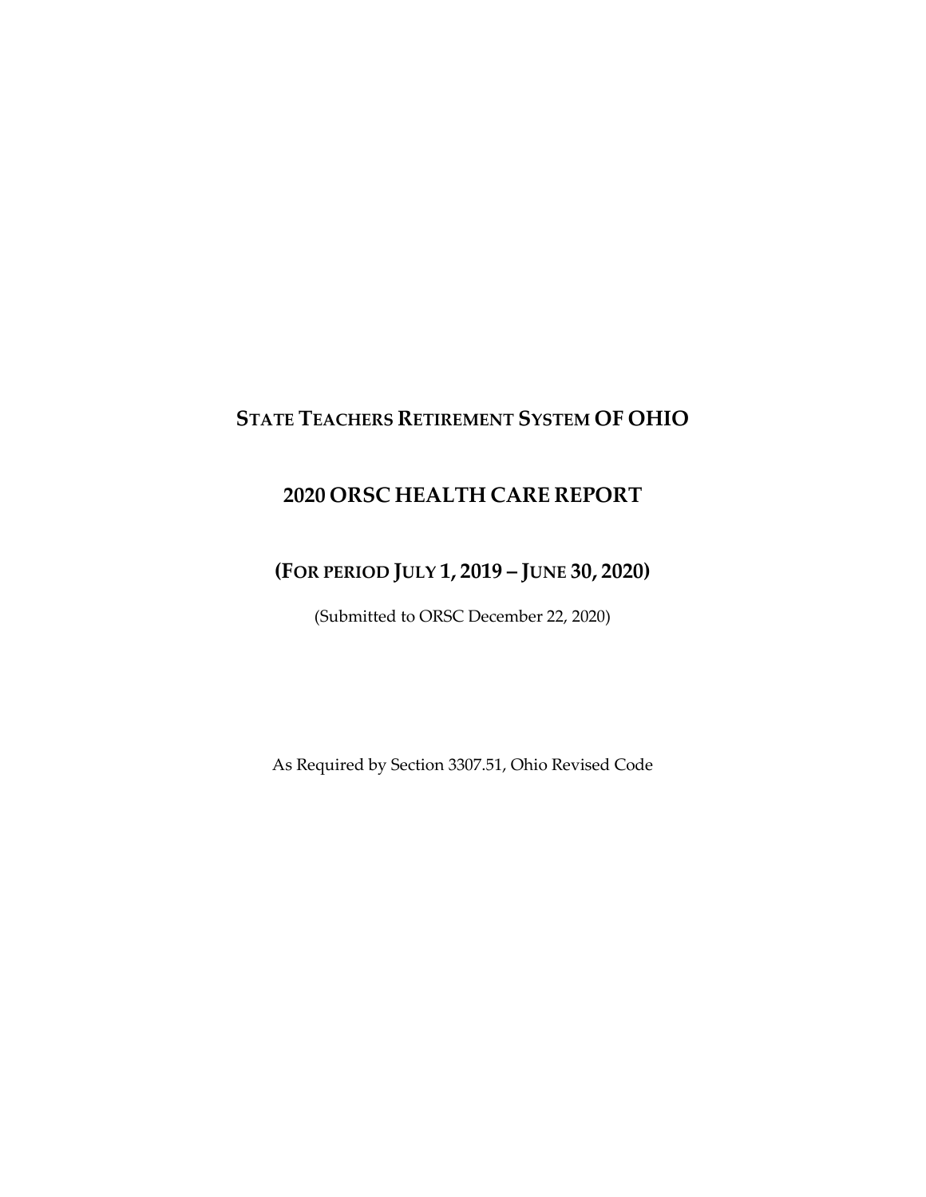# STATE TEACHERS RETIREMENT SYSTEM OF OHIO

## 2020 ORSC HEALTH CARE REPORT

### (FOR PERIOD JULY 1, 2019 – JUNE 30, 2020)

(Submitted to ORSC December 22, 2020)

As Required by Section 3307.51, Ohio Revised Code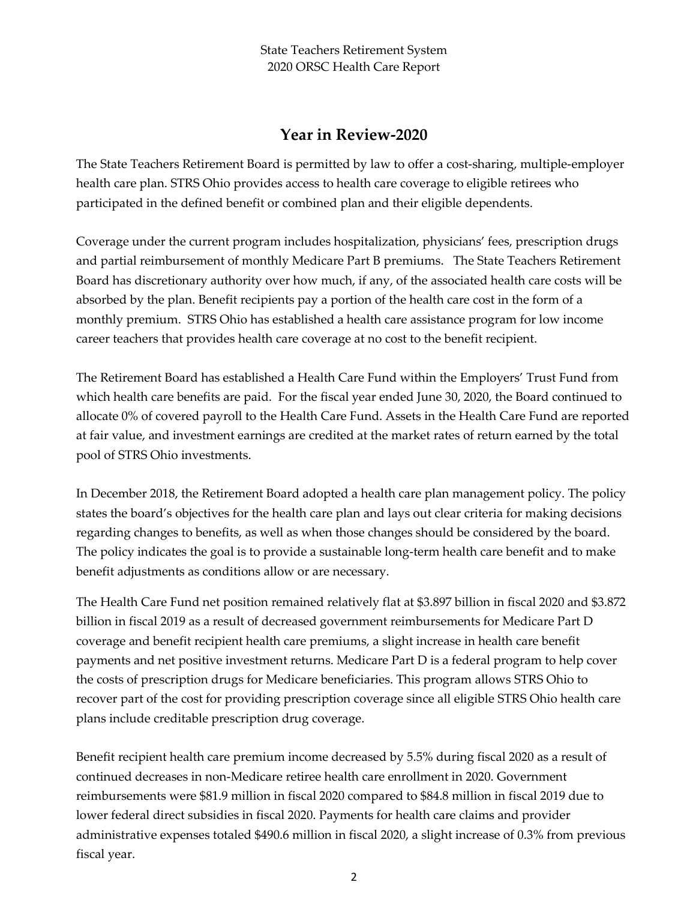## Year in Review-2020

The State Teachers Retirement Board is permitted by law to offer a cost-sharing, multiple-employer health care plan. STRS Ohio provides access to health care coverage to eligible retirees who participated in the defined benefit or combined plan and their eligible dependents.

Coverage under the current program includes hospitalization, physicians' fees, prescription drugs and partial reimbursement of monthly Medicare Part B premiums. The State Teachers Retirement Board has discretionary authority over how much, if any, of the associated health care costs will be absorbed by the plan. Benefit recipients pay a portion of the health care cost in the form of a monthly premium. STRS Ohio has established a health care assistance program for low income career teachers that provides health care coverage at no cost to the benefit recipient.

The Retirement Board has established a Health Care Fund within the Employers' Trust Fund from which health care benefits are paid. For the fiscal year ended June 30, 2020, the Board continued to allocate 0% of covered payroll to the Health Care Fund. Assets in the Health Care Fund are reported at fair value, and investment earnings are credited at the market rates of return earned by the total pool of STRS Ohio investments.

In December 2018, the Retirement Board adopted a health care plan management policy. The policy states the board's objectives for the health care plan and lays out clear criteria for making decisions regarding changes to benefits, as well as when those changes should be considered by the board. The policy indicates the goal is to provide a sustainable long-term health care benefit and to make benefit adjustments as conditions allow or are necessary.

The Health Care Fund net position remained relatively flat at $3.897 billion in fiscal 2020 and $3.872 billion in fiscal 2019 as a result of decreased government reimbursements for Medicare Part D coverage and benefit recipient health care premiums, a slight increase in health care benefit payments and net positive investment returns. Medicare Part D is a federal program to help cover the costs of prescription drugs for Medicare beneficiaries. This program allows STRS Ohio to recover part of the cost for providing prescription coverage since all eligible STRS Ohio health care plans include creditable prescription drug coverage.

Benefit recipient health care premium income decreased by 5.5% during fiscal 2020 as a result of continued decreases in non-Medicare retiree health care enrollment in 2020. Government reimbursements were $81.9 million in fiscal 2020 compared to $84.8 million in fiscal 2019 due to lower federal direct subsidies in fiscal 2020. Payments for health care claims and provider administrative expenses totaled $490.6 million in fiscal 2020, a slight increase of 0.3% from previous fiscal year.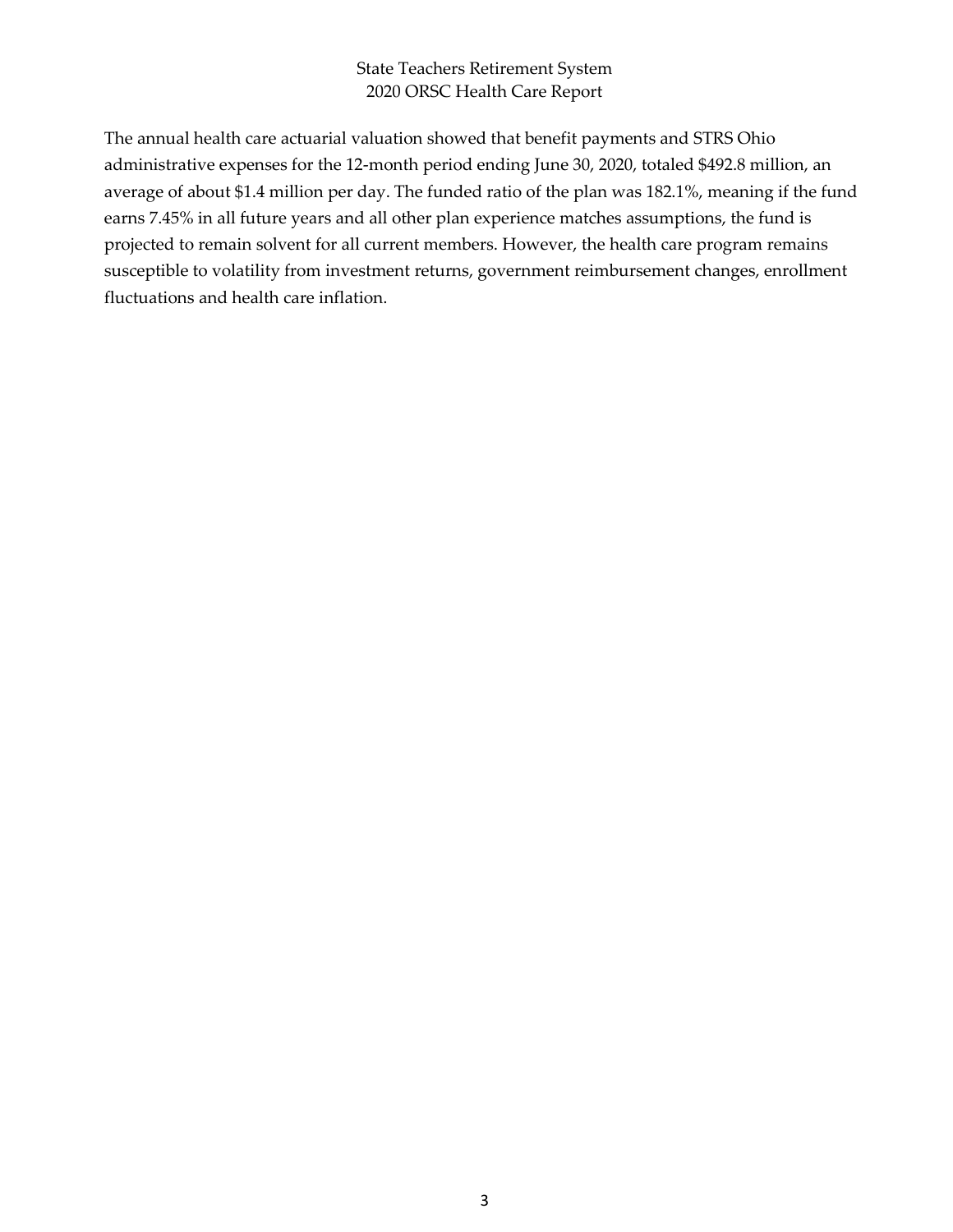The annual health care actuarial valuation showed that benefit payments and STRS Ohio administrative expenses for the 12-month period ending June 30, 2020, totaled $492.8 million, an average of about $1.4 million per day. The funded ratio of the plan was 182.1%, meaning if the fund earns 7.45% in all future years and all other plan experience matches assumptions, the fund is projected to remain solvent for all current members. However, the health care program remains susceptible to volatility from investment returns, government reimbursement changes, enrollment fluctuations and health care inflation.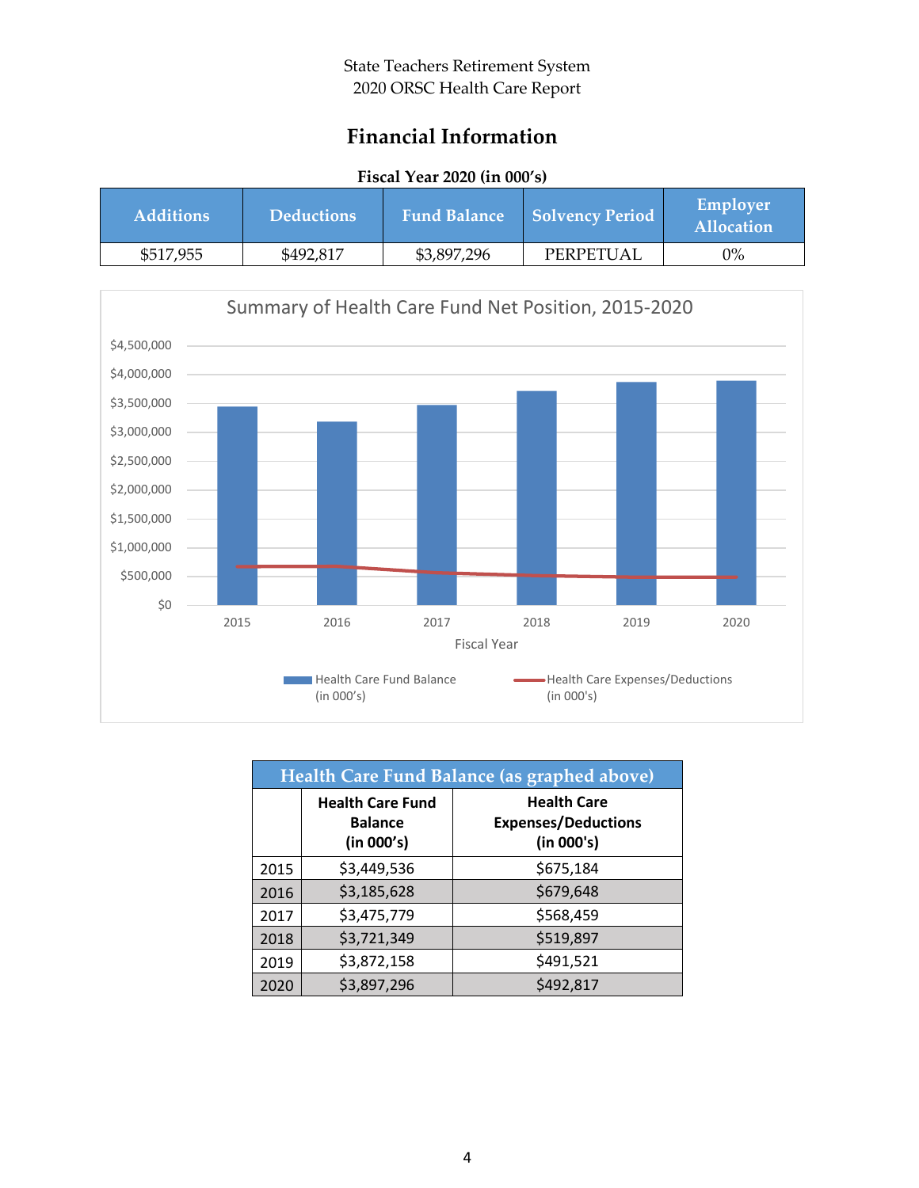State Teachers Retirement System
2020 ORSC Health Care Report

# Financial Information

**Fiscal Year 2020 (in 000's)**

| Additions | Deductions | Fund Balance | Solvency Period | Employer Allocation |
|---|---|---|---|---|
| $517,955 | $492,817 | $3,897,296 | PERPETUAL | 0% |

Summary of Health Care Fund Net Position, 2015-2020

| Health Care Fund Balance (as graphed above) | | |
|---|---|---|
| | **Health Care Fund Balance (in 000's)** | **Health Care Expenses/Deductions (in 000's)** |
| 2015 | $3,449,536 | $675,184 |
| 2016 | $3,185,628 | $679,648 |
| 2017 | $3,475,779 | $568,459 |
| 2018 | $3,721,349 | $519,897 |
| 2019 | $3,872,158 | $491,521 |
| 2020 | $3,897,296 | $492,817 |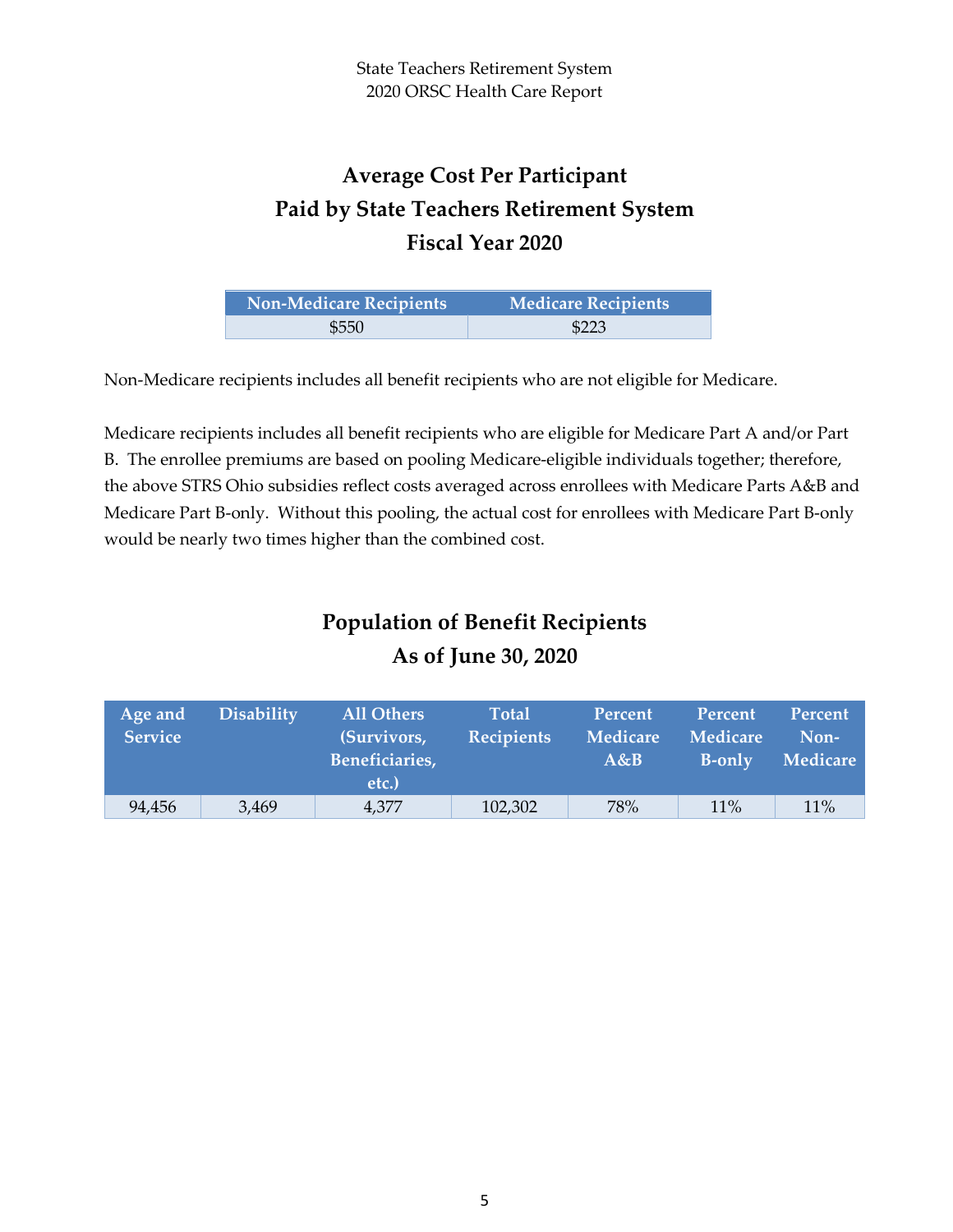## Average Cost Per Participant
## Paid by State Teachers Retirement System
## Fiscal Year 2020

| Non-Medicare Recipients | Medicare Recipients |
|---|---|
| $550 | $223 |

Non-Medicare recipients includes all benefit recipients who are not eligible for Medicare.

Medicare recipients includes all benefit recipients who are eligible for Medicare Part A and/or Part B. The enrollee premiums are based on pooling Medicare-eligible individuals together; therefore, the above STRS Ohio subsidies reflect costs averaged across enrollees with Medicare Parts A&B and Medicare Part B-only. Without this pooling, the actual cost for enrollees with Medicare Part B-only would be nearly two times higher than the combined cost.

## Population of Benefit Recipients
## As of June 30, 2020

| Age and Service | Disability | All Others (Survivors, Beneficiaries, etc.) | Total Recipients | Percent Medicare A&B | Percent Medicare B-only | Percent Non-Medicare |
|---|---|---|---|---|---|---|
| 94,456 | 3,469 | 4,377 | 102,302 | 78% | 11% | 11% |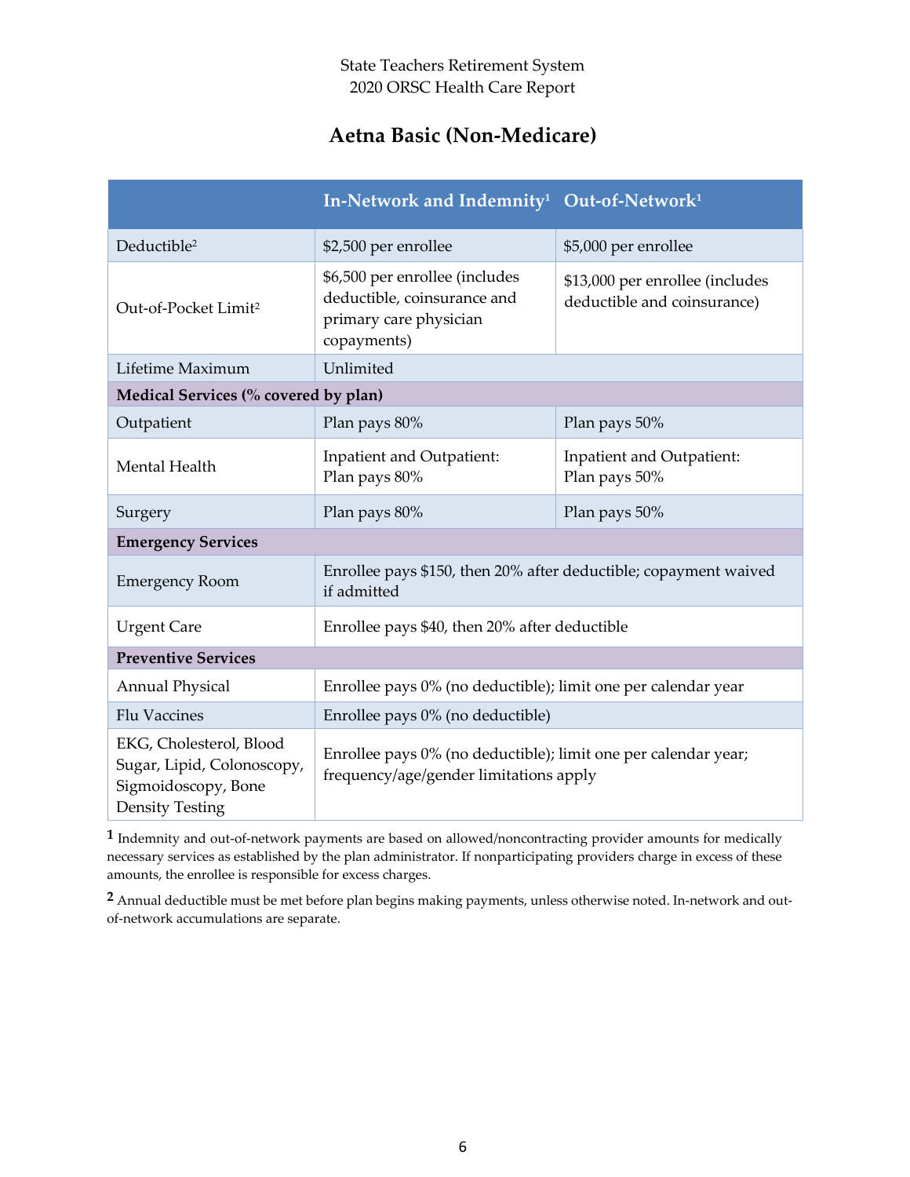## Aetna Basic (Non-Medicare)

| | In-Network and Indemnity[1] | Out-of-Network[1] |
|---|---|---|
| Deductible[2] | $2,500 per enrollee | $5,000 per enrollee |
| Out-of-Pocket Limit[2] | $6,500 per enrollee (includes deductible, coinsurance and primary care physician copayments) | $13,000 per enrollee (includes deductible and coinsurance) |
| Lifetime Maximum | Unlimited | |
| **Medical Services (% covered by plan)** | | |
| Outpatient | Plan pays 80% | Plan pays 50% |
| Mental Health | Inpatient and Outpatient: Plan pays 80% | Inpatient and Outpatient: Plan pays 50% |
| Surgery | Plan pays 80% | Plan pays 50% |
| **Emergency Services** | | |
| Emergency Room | Enrollee pays $150, then 20% after deductible; copayment waived if admitted | |
| Urgent Care | Enrollee pays $40, then 20% after deductible | |
| **Preventive Services** | | |
| Annual Physical | Enrollee pays 0% (no deductible); limit one per calendar year | |
| Flu Vaccines | Enrollee pays 0% (no deductible) | |
| EKG, Cholesterol, Blood Sugar, Lipid, Colonoscopy, Sigmoidoscopy, Bone Density Testing | Enrollee pays 0% (no deductible); limit one per calendar year; frequency/age/gender limitations apply | |

[1] Indemnity and out-of-network payments are based on allowed/noncontracting provider amounts for medically necessary services as established by the plan administrator. If nonparticipating providers charge in excess of these amounts, the enrollee is responsible for excess charges.

[2] Annual deductible must be met before plan begins making payments, unless otherwise noted. In-network and out-of-network accumulations are separate.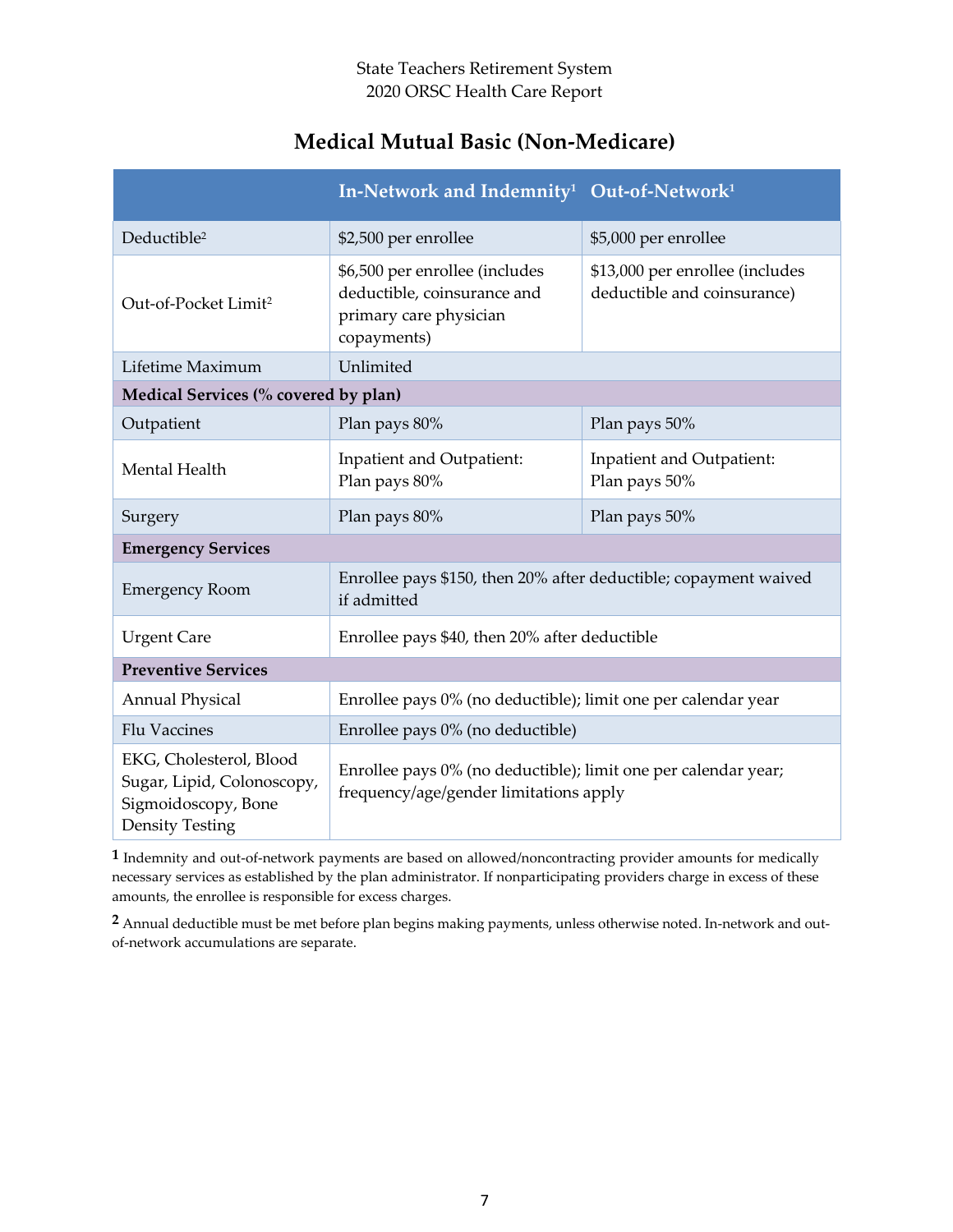## Medical Mutual Basic (Non-Medicare)

| | In-Network and Indemnity[1] | Out-of-Network[1] |
|---|---|---|
| Deductible[2] | $2,500 per enrollee | $5,000 per enrollee |
| Out-of-Pocket Limit[2] | $6,500 per enrollee (includes deductible, coinsurance and primary care physician copayments) | $13,000 per enrollee (includes deductible and coinsurance) |
| Lifetime Maximum | Unlimited | |
| **Medical Services (% covered by plan)** | | |
| Outpatient | Plan pays 80% | Plan pays 50% |
| Mental Health | Inpatient and Outpatient: Plan pays 80% | Inpatient and Outpatient: Plan pays 50% |
| Surgery | Plan pays 80% | Plan pays 50% |
| **Emergency Services** | | |
| Emergency Room | Enrollee pays $150, then 20% after deductible; copayment waived if admitted | |
| Urgent Care | Enrollee pays $40, then 20% after deductible | |
| **Preventive Services** | | |
| Annual Physical | Enrollee pays 0% (no deductible); limit one per calendar year | |
| Flu Vaccines | Enrollee pays 0% (no deductible) | |
| EKG, Cholesterol, Blood Sugar, Lipid, Colonoscopy, Sigmoidoscopy, Bone Density Testing | Enrollee pays 0% (no deductible); limit one per calendar year; frequency/age/gender limitations apply | |

**1** Indemnity and out-of-network payments are based on allowed/noncontracting provider amounts for medically necessary services as established by the plan administrator. If nonparticipating providers charge in excess of these amounts, the enrollee is responsible for excess charges.

**2** Annual deductible must be met before plan begins making payments, unless otherwise noted. In-network and out-of-network accumulations are separate.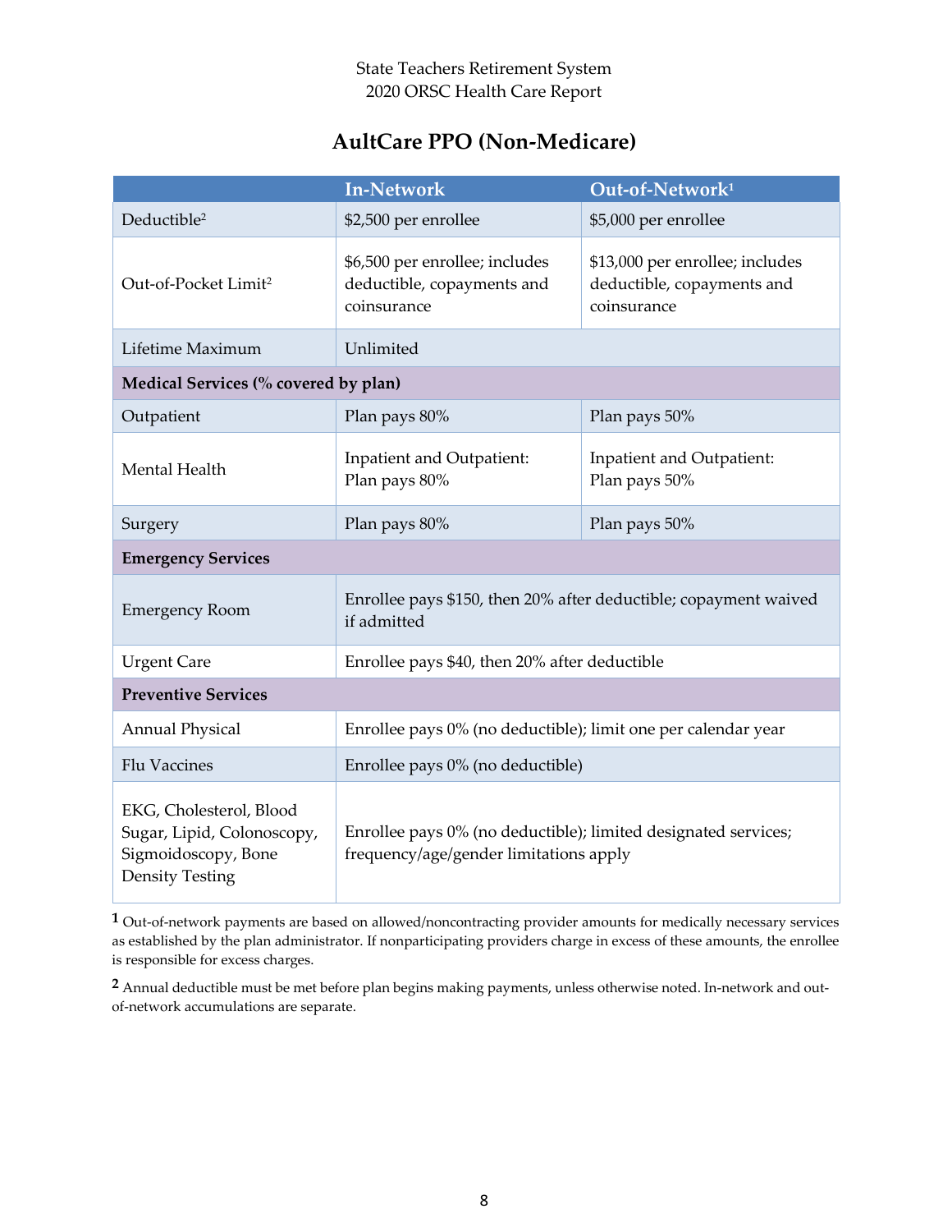## AultCare PPO (Non-Medicare)

| | In-Network | Out-of-Network[1] |
|---|---|---|
| Deductible[2] | $2,500 per enrollee | $5,000 per enrollee |
| Out-of-Pocket Limit[2] | $6,500 per enrollee; includes deductible, copayments and coinsurance | $13,000 per enrollee; includes deductible, copayments and coinsurance |
| Lifetime Maximum | Unlimited | |
| **Medical Services (% covered by plan)** | | |
| Outpatient | Plan pays 80% | Plan pays 50% |
| Mental Health | Inpatient and Outpatient: Plan pays 80% | Inpatient and Outpatient: Plan pays 50% |
| Surgery | Plan pays 80% | Plan pays 50% |
| **Emergency Services** | | |
| Emergency Room | Enrollee pays $150, then 20% after deductible; copayment waived if admitted | |
| Urgent Care | Enrollee pays $40, then 20% after deductible | |
| **Preventive Services** | | |
| Annual Physical | Enrollee pays 0% (no deductible); limit one per calendar year | |
| Flu Vaccines | Enrollee pays 0% (no deductible) | |
| EKG, Cholesterol, Blood Sugar, Lipid, Colonoscopy, Sigmoidoscopy, Bone Density Testing | Enrollee pays 0% (no deductible); limited designated services; frequency/age/gender limitations apply | |

[1] Out-of-network payments are based on allowed/noncontracting provider amounts for medically necessary services as established by the plan administrator. If nonparticipating providers charge in excess of these amounts, the enrollee is responsible for excess charges.

[2] Annual deductible must be met before plan begins making payments, unless otherwise noted. In-network and out-of-network accumulations are separate.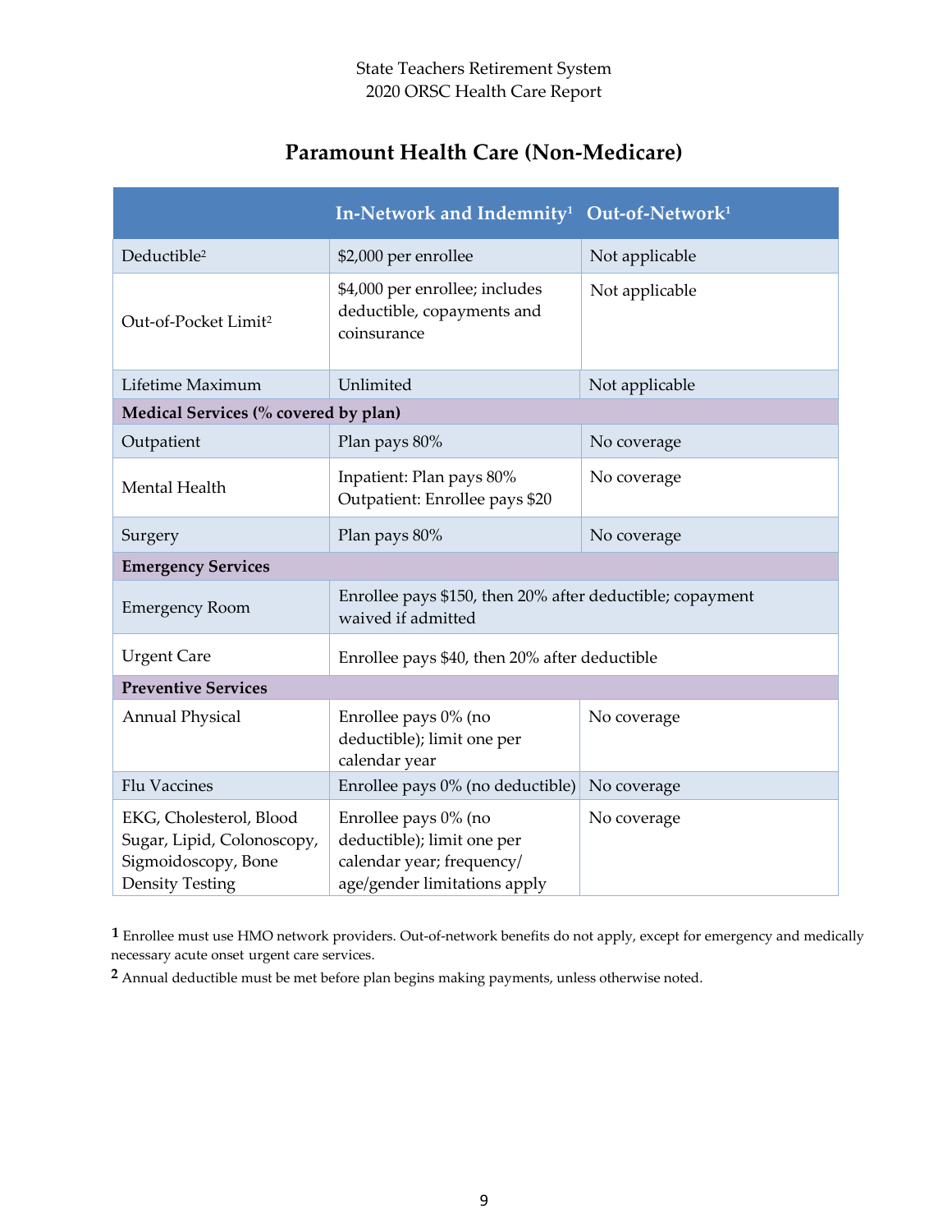## Paramount Health Care (Non-Medicare)

| | In-Network and Indemnity[1] | Out-of-Network[1] |
|---|---|---|
| Deductible[2] | $2,000 per enrollee | Not applicable |
| Out-of-Pocket Limit[2] | $4,000 per enrollee; includes deductible, copayments and coinsurance | Not applicable |
| Lifetime Maximum | Unlimited | Not applicable |
| **Medical Services (% covered by plan)** | | |
| Outpatient | Plan pays 80% | No coverage |
| Mental Health | Inpatient: Plan pays 80%<br>Outpatient: Enrollee pays $20 | No coverage |
| Surgery | Plan pays 80% | No coverage |
| **Emergency Services** | | |
| Emergency Room | Enrollee pays $150, then 20% after deductible; copayment waived if admitted | |
| Urgent Care | Enrollee pays $40, then 20% after deductible | |
| **Preventive Services** | | |
| Annual Physical | Enrollee pays 0% (no deductible); limit one per calendar year | No coverage |
| Flu Vaccines | Enrollee pays 0% (no deductible) | No coverage |
| EKG, Cholesterol, Blood Sugar, Lipid, Colonoscopy, Sigmoidoscopy, Bone Density Testing | Enrollee pays 0% (no deductible); limit one per calendar year; frequency/ age/gender limitations apply | No coverage |

[1] Enrollee must use HMO network providers. Out-of-network benefits do not apply, except for emergency and medically necessary acute onset urgent care services.

[2] Annual deductible must be met before plan begins making payments, unless otherwise noted.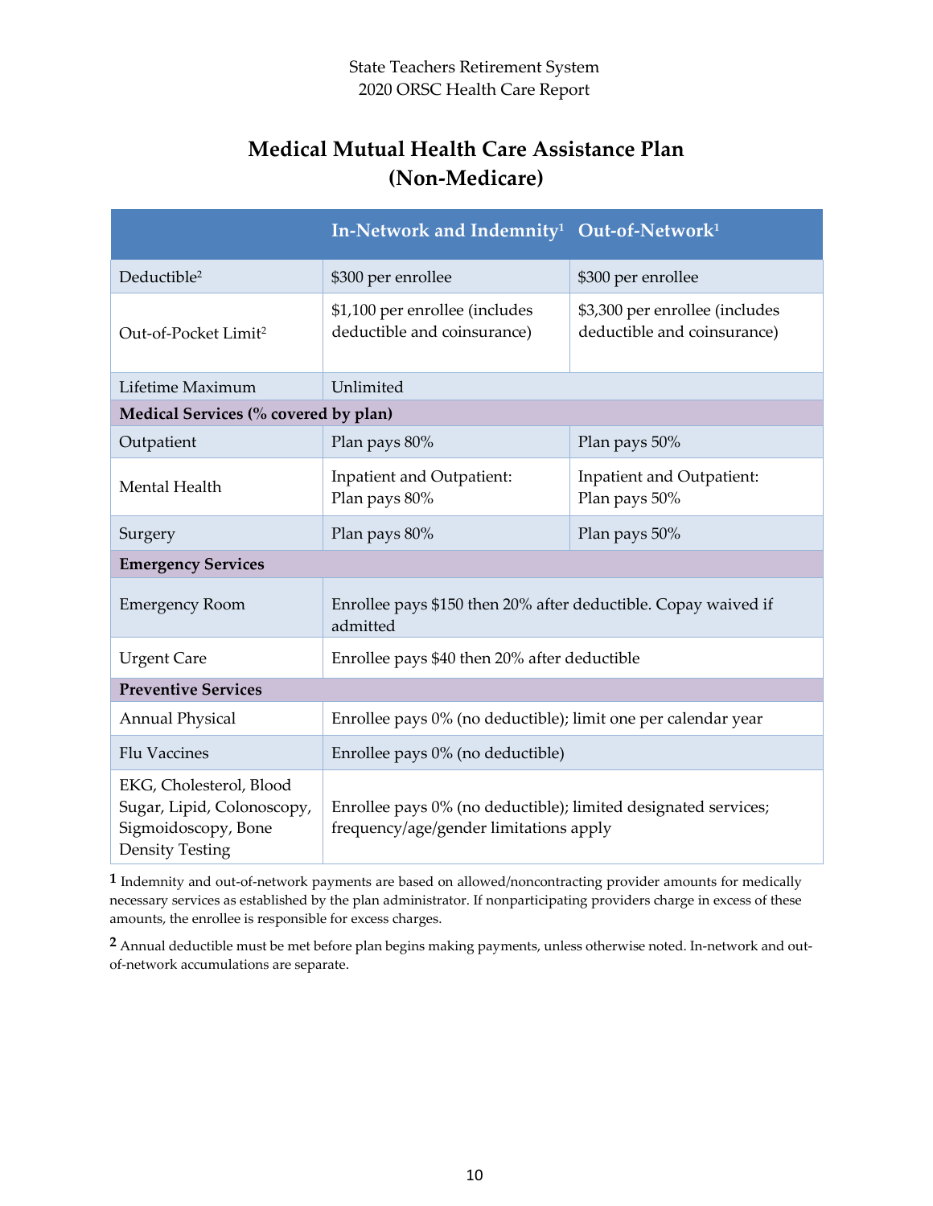## Medical Mutual Health Care Assistance Plan (Non-Medicare)

| | In-Network and Indemnity[1] | Out-of-Network[1] |
|---|---|---|
| Deductible[2] | $300 per enrollee | $300 per enrollee |
| Out-of-Pocket Limit[2] | $1,100 per enrollee (includes deductible and coinsurance) | $3,300 per enrollee (includes deductible and coinsurance) |
| Lifetime Maximum | Unlimited | |
| **Medical Services (% covered by plan)** | | |
| Outpatient | Plan pays 80% | Plan pays 50% |
| Mental Health | Inpatient and Outpatient: Plan pays 80% | Inpatient and Outpatient: Plan pays 50% |
| Surgery | Plan pays 80% | Plan pays 50% |
| **Emergency Services** | | |
| Emergency Room | Enrollee pays $150 then 20% after deductible. Copay waived if admitted | |
| Urgent Care | Enrollee pays $40 then 20% after deductible | |
| **Preventive Services** | | |
| Annual Physical | Enrollee pays 0% (no deductible); limit one per calendar year | |
| Flu Vaccines | Enrollee pays 0% (no deductible) | |
| EKG, Cholesterol, Blood Sugar, Lipid, Colonoscopy, Sigmoidoscopy, Bone Density Testing | Enrollee pays 0% (no deductible); limited designated services; frequency/age/gender limitations apply | |

**1** Indemnity and out-of-network payments are based on allowed/noncontracting provider amounts for medically necessary services as established by the plan administrator. If nonparticipating providers charge in excess of these amounts, the enrollee is responsible for excess charges.

**2** Annual deductible must be met before plan begins making payments, unless otherwise noted. In-network and out-of-network accumulations are separate.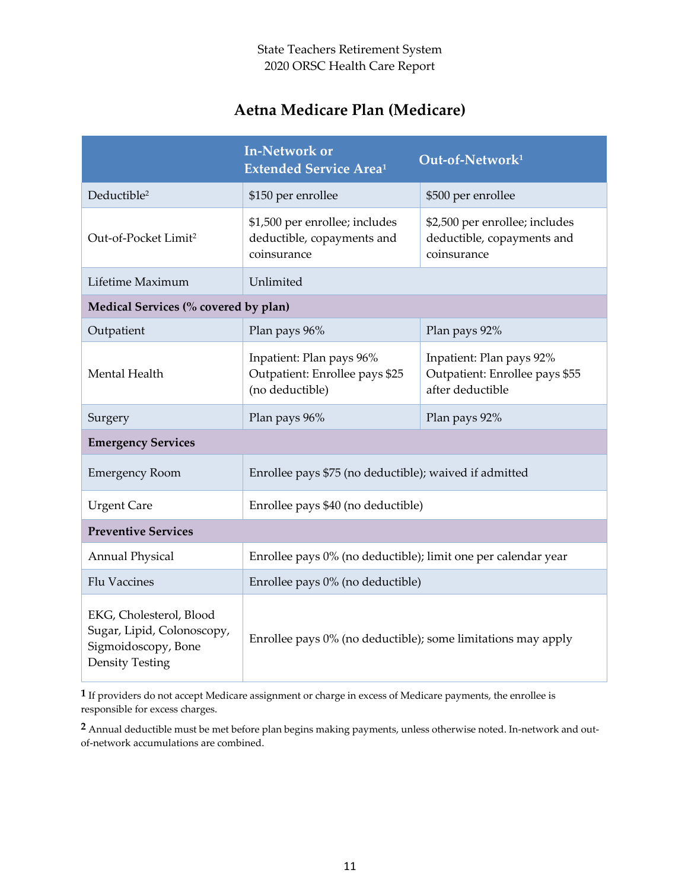## Aetna Medicare Plan (Medicare)

| | In-Network or Extended Service Area[1] | Out-of-Network[1] |
|---|---|---|
| Deductible[2] | $150 per enrollee | $500 per enrollee |
| Out-of-Pocket Limit[2] | $1,500 per enrollee; includes deductible, copayments and coinsurance | $2,500 per enrollee; includes deductible, copayments and coinsurance |
| Lifetime Maximum | Unlimited | |
| **Medical Services (% covered by plan)** | | |
| Outpatient | Plan pays 96% | Plan pays 92% |
| Mental Health | Inpatient: Plan pays 96%<br>Outpatient: Enrollee pays $25 (no deductible) | Inpatient: Plan pays 92%<br>Outpatient: Enrollee pays $55 after deductible |
| Surgery | Plan pays 96% | Plan pays 92% |
| **Emergency Services** | | |
| Emergency Room | Enrollee pays $75 (no deductible); waived if admitted | |
| Urgent Care | Enrollee pays $40 (no deductible) | |
| **Preventive Services** | | |
| Annual Physical | Enrollee pays 0% (no deductible); limit one per calendar year | |
| Flu Vaccines | Enrollee pays 0% (no deductible) | |
| EKG, Cholesterol, Blood Sugar, Lipid, Colonoscopy, Sigmoidoscopy, Bone Density Testing | Enrollee pays 0% (no deductible); some limitations may apply | |

[1] If providers do not accept Medicare assignment or charge in excess of Medicare payments, the enrollee is responsible for excess charges.

[2] Annual deductible must be met before plan begins making payments, unless otherwise noted. In-network and out-of-network accumulations are combined.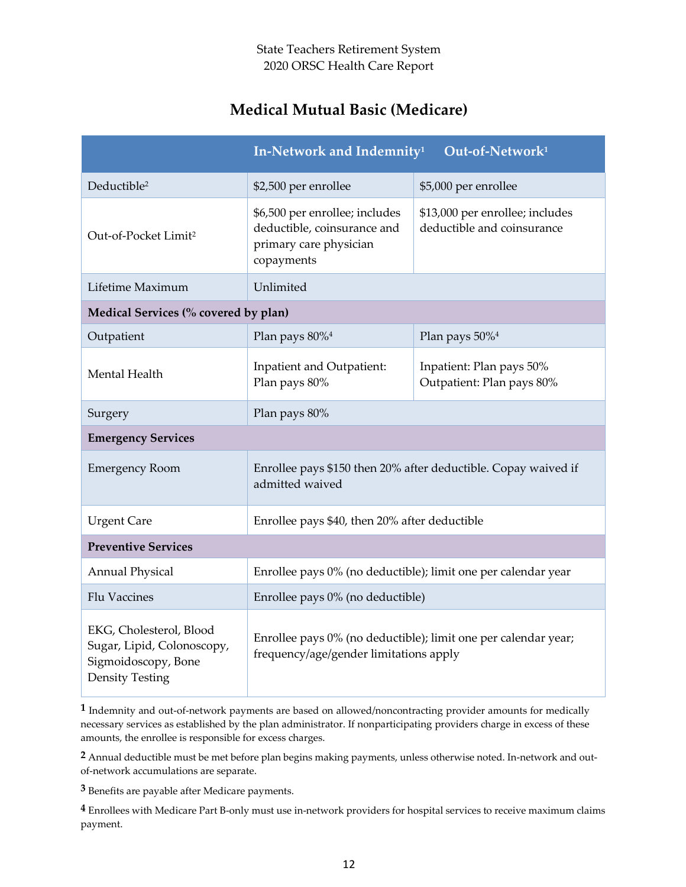State Teachers Retirement System
2020 ORSC Health Care Report

## Medical Mutual Basic (Medicare)

| | In-Network and Indemnity[1] | Out-of-Network[1] |
|---|---|---|
| Deductible[2] | $2,500 per enrollee | $5,000 per enrollee |
| Out-of-Pocket Limit[2] | $6,500 per enrollee; includes deductible, coinsurance and primary care physician copayments | $13,000 per enrollee; includes deductible and coinsurance |
| Lifetime Maximum | Unlimited | |
| **Medical Services (% covered by plan)** | | |
| Outpatient | Plan pays 80%[4] | Plan pays 50%[4] |
| Mental Health | Inpatient and Outpatient: Plan pays 80% | Inpatient: Plan pays 50%<br>Outpatient: Plan pays 80% |
| Surgery | Plan pays 80% | |
| **Emergency Services** | | |
| Emergency Room | Enrollee pays $150 then 20% after deductible. Copay waived if admitted waived | |
| Urgent Care | Enrollee pays $40, then 20% after deductible | |
| **Preventive Services** | | |
| Annual Physical | Enrollee pays 0% (no deductible); limit one per calendar year | |
| Flu Vaccines | Enrollee pays 0% (no deductible) | |
| EKG, Cholesterol, Blood Sugar, Lipid, Colonoscopy, Sigmoidoscopy, Bone Density Testing | Enrollee pays 0% (no deductible); limit one per calendar year; frequency/age/gender limitations apply | |

**1** Indemnity and out-of-network payments are based on allowed/noncontracting provider amounts for medically necessary services as established by the plan administrator. If nonparticipating providers charge in excess of these amounts, the enrollee is responsible for excess charges.

**2** Annual deductible must be met before plan begins making payments, unless otherwise noted. In-network and out-of-network accumulations are separate.

**3** Benefits are payable after Medicare payments.

**4** Enrollees with Medicare Part B-only must use in-network providers for hospital services to receive maximum claims payment.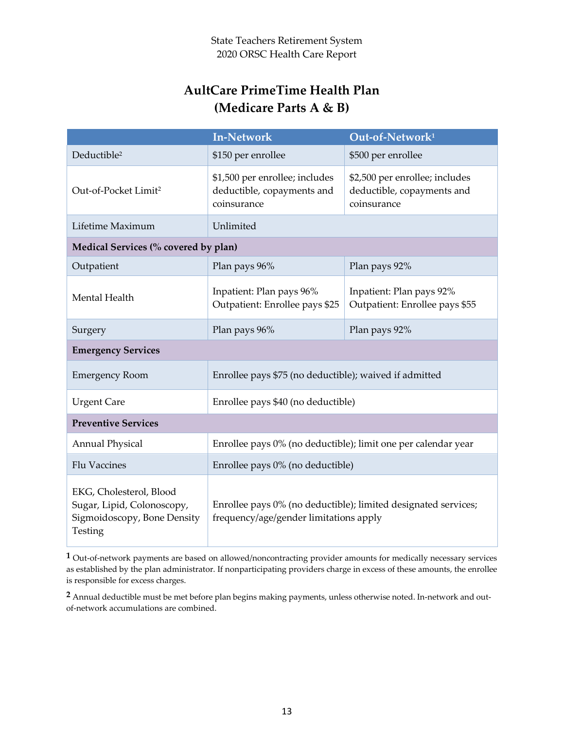# AultCare PrimeTime Health Plan
## (Medicare Parts A & B)

| | In-Network | Out-of-Network[1] |
|---|---|---|
| Deductible[2] | $150 per enrollee | $500 per enrollee |
| Out-of-Pocket Limit[2] | $1,500 per enrollee; includes deductible, copayments and coinsurance | $2,500 per enrollee; includes deductible, copayments and coinsurance |
| Lifetime Maximum | Unlimited | |
| **Medical Services (% covered by plan)** | | |
| Outpatient | Plan pays 96% | Plan pays 92% |
| Mental Health | Inpatient: Plan pays 96%<br>Outpatient: Enrollee pays $25 | Inpatient: Plan pays 92%<br>Outpatient: Enrollee pays $55 |
| Surgery | Plan pays 96% | Plan pays 92% |
| **Emergency Services** | | |
| Emergency Room | Enrollee pays $75 (no deductible); waived if admitted | |
| Urgent Care | Enrollee pays $40 (no deductible) | |
| **Preventive Services** | | |
| Annual Physical | Enrollee pays 0% (no deductible); limit one per calendar year | |
| Flu Vaccines | Enrollee pays 0% (no deductible) | |
| EKG, Cholesterol, Blood Sugar, Lipid, Colonoscopy, Sigmoidoscopy, Bone Density Testing | Enrollee pays 0% (no deductible); limited designated services; frequency/age/gender limitations apply | |

[1] Out-of-network payments are based on allowed/noncontracting provider amounts for medically necessary services as established by the plan administrator. If nonparticipating providers charge in excess of these amounts, the enrollee is responsible for excess charges.

[2] Annual deductible must be met before plan begins making payments, unless otherwise noted. In-network and out-of-network accumulations are combined.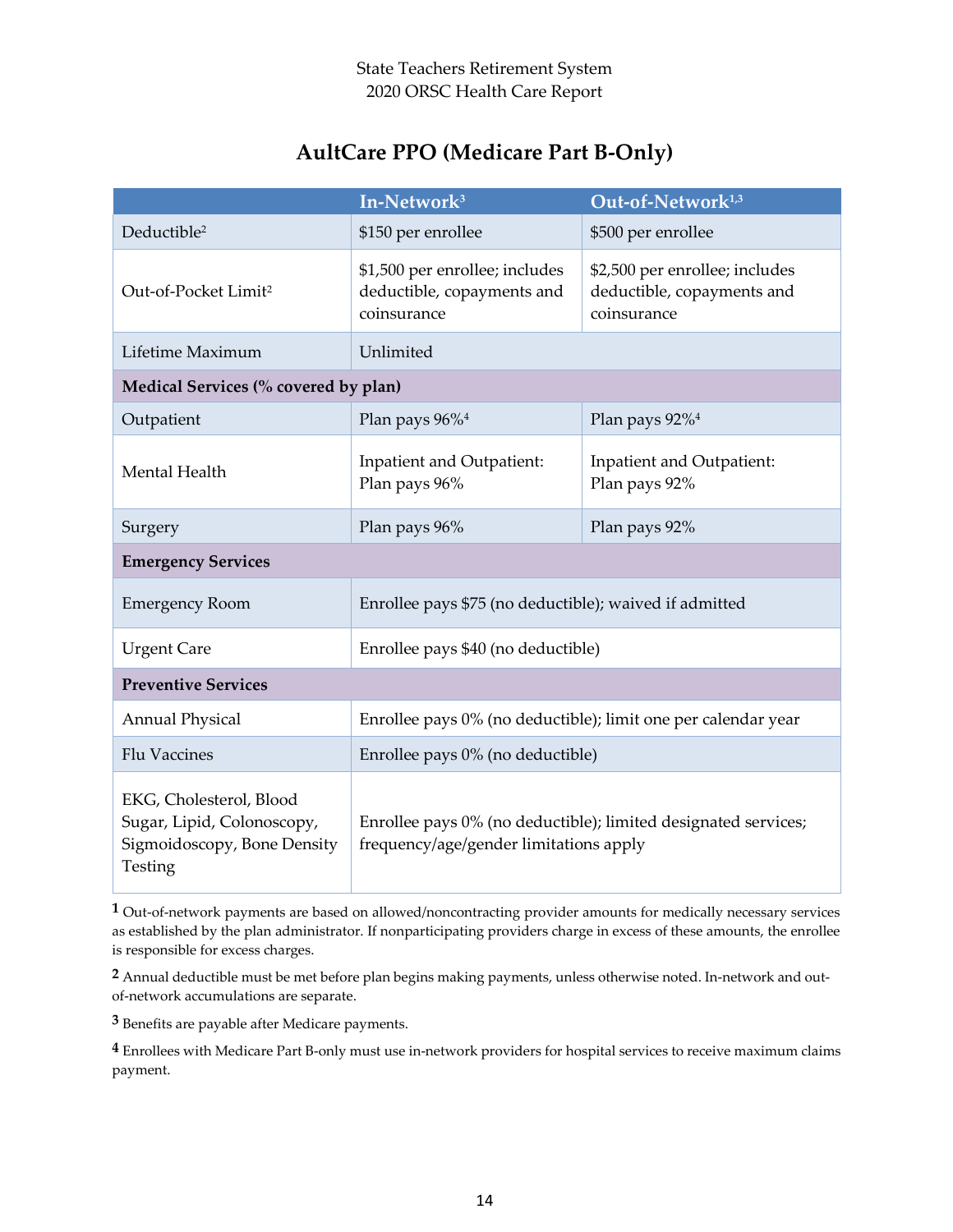## AultCare PPO (Medicare Part B-Only)

| | In-Network[3] | Out-of-Network[1,3] |
|---|---|---|
| Deductible[2] | $150 per enrollee | $500 per enrollee |
| Out-of-Pocket Limit[2] | $1,500 per enrollee; includes deductible, copayments and coinsurance | $2,500 per enrollee; includes deductible, copayments and coinsurance |
| Lifetime Maximum | Unlimited | |
| **Medical Services (% covered by plan)** | | |
| Outpatient | Plan pays 96%[4] | Plan pays 92%[4] |
| Mental Health | Inpatient and Outpatient: Plan pays 96% | Inpatient and Outpatient: Plan pays 92% |
| Surgery | Plan pays 96% | Plan pays 92% |
| **Emergency Services** | | |
| Emergency Room | Enrollee pays $75 (no deductible); waived if admitted | |
| Urgent Care | Enrollee pays $40 (no deductible) | |
| **Preventive Services** | | |
| Annual Physical | Enrollee pays 0% (no deductible); limit one per calendar year | |
| Flu Vaccines | Enrollee pays 0% (no deductible) | |
| EKG, Cholesterol, Blood Sugar, Lipid, Colonoscopy, Sigmoidoscopy, Bone Density Testing | Enrollee pays 0% (no deductible); limited designated services; frequency/age/gender limitations apply | |

**1** Out-of-network payments are based on allowed/noncontracting provider amounts for medically necessary services as established by the plan administrator. If nonparticipating providers charge in excess of these amounts, the enrollee is responsible for excess charges.

**2** Annual deductible must be met before plan begins making payments, unless otherwise noted. In-network and out-of-network accumulations are separate.

**3** Benefits are payable after Medicare payments.

**4** Enrollees with Medicare Part B-only must use in-network providers for hospital services to receive maximum claims payment.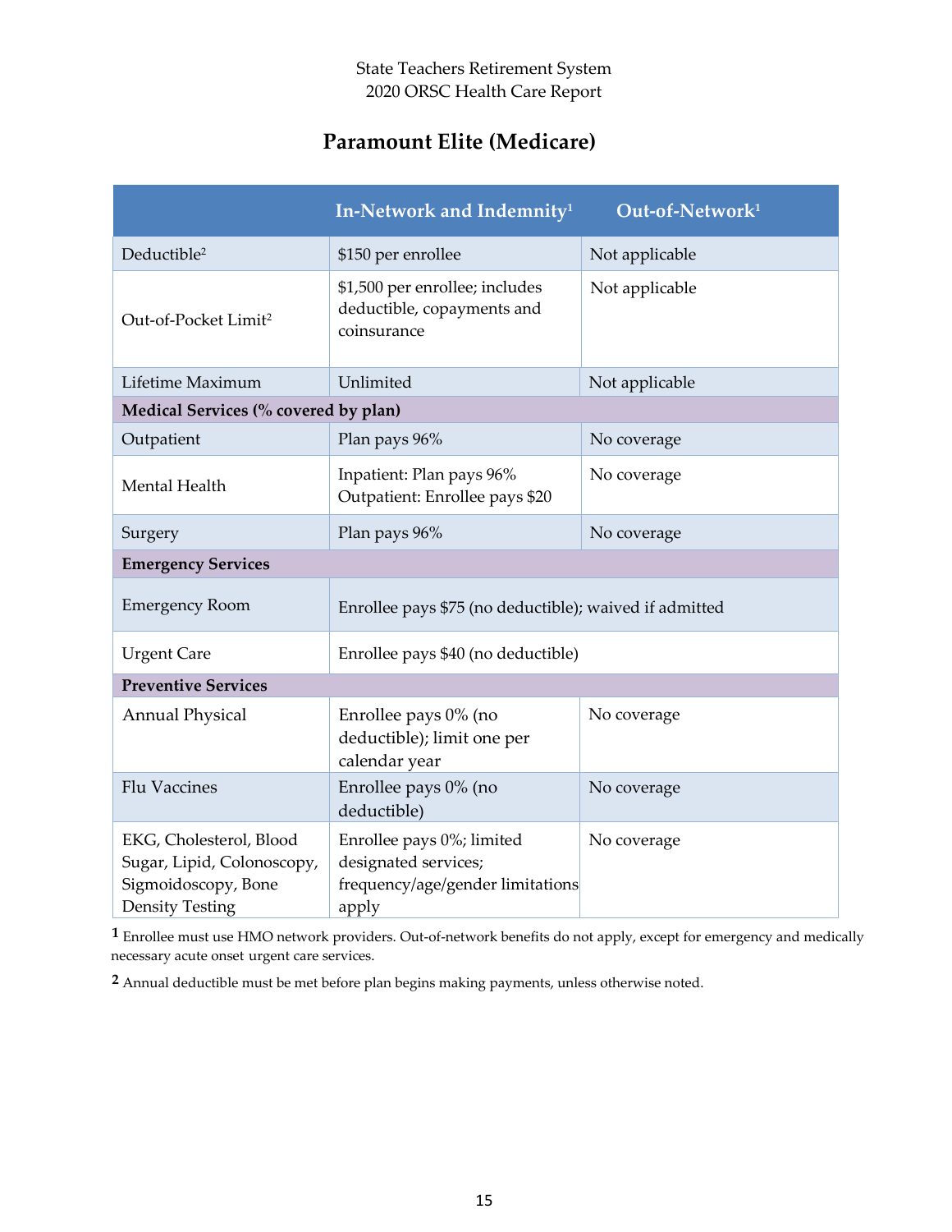State Teachers Retirement System
2020 ORSC Health Care Report

## Paramount Elite (Medicare)

| | In-Network and Indemnity[1] | Out-of-Network[1] |
|---|---|---|
| Deductible[2] | $150 per enrollee | Not applicable |
| Out-of-Pocket Limit[2] | $1,500 per enrollee; includes deductible, copayments and coinsurance | Not applicable |
| Lifetime Maximum | Unlimited | Not applicable |
| **Medical Services (% covered by plan)** | | |
| Outpatient | Plan pays 96% | No coverage |
| Mental Health | Inpatient: Plan pays 96%<br>Outpatient: Enrollee pays $20 | No coverage |
| Surgery | Plan pays 96% | No coverage |
| **Emergency Services** | | |
| Emergency Room | Enrollee pays $75 (no deductible); waived if admitted | |
| Urgent Care | Enrollee pays $40 (no deductible) | |
| **Preventive Services** | | |
| Annual Physical | Enrollee pays 0% (no deductible); limit one per calendar year | No coverage |
| Flu Vaccines | Enrollee pays 0% (no deductible) | No coverage |
| EKG, Cholesterol, Blood Sugar, Lipid, Colonoscopy, Sigmoidoscopy, Bone Density Testing | Enrollee pays 0%; limited designated services; frequency/age/gender limitations apply | No coverage |

[1] Enrollee must use HMO network providers. Out-of-network benefits do not apply, except for emergency and medically necessary acute onset urgent care services.

[2] Annual deductible must be met before plan begins making payments, unless otherwise noted.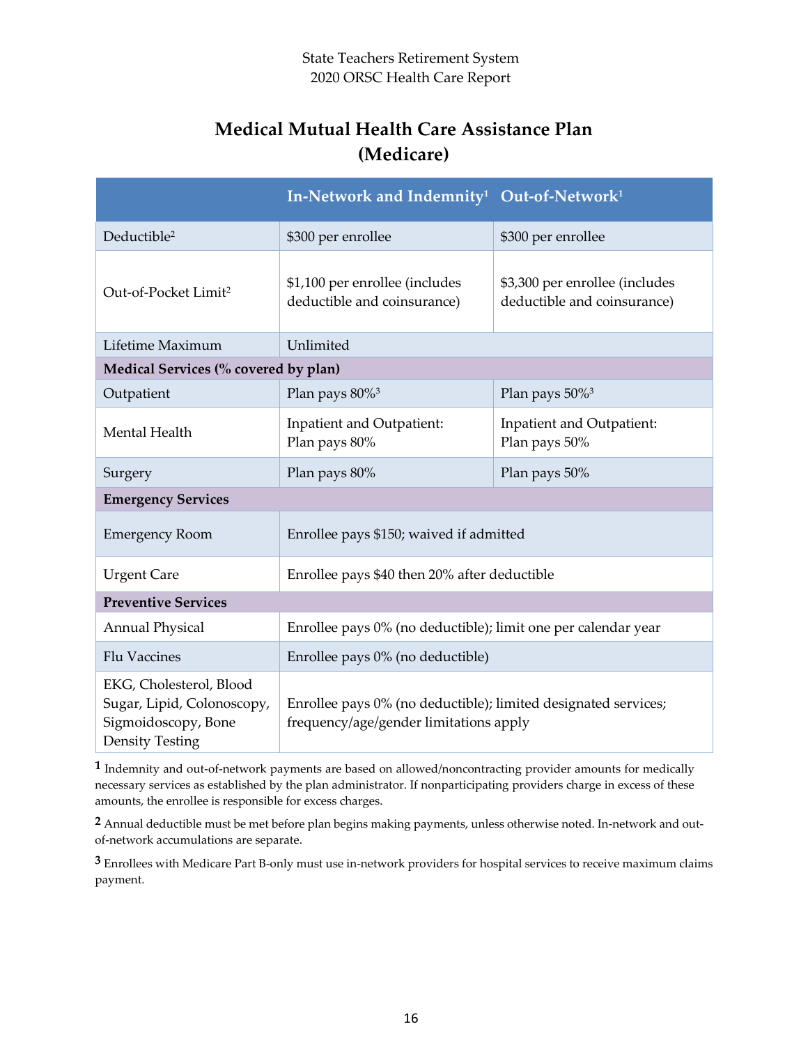## Medical Mutual Health Care Assistance Plan (Medicare)

| | In-Network and Indemnity[1] | Out-of-Network[1] |
|---|---|---|
| Deductible[2] | $300 per enrollee | $300 per enrollee |
| Out-of-Pocket Limit[2] | $1,100 per enrollee (includes deductible and coinsurance) | $3,300 per enrollee (includes deductible and coinsurance) |
| Lifetime Maximum | Unlimited | |
| **Medical Services (% covered by plan)** | | |
| Outpatient | Plan pays 80%[3] | Plan pays 50%[3] |
| Mental Health | Inpatient and Outpatient: Plan pays 80% | Inpatient and Outpatient: Plan pays 50% |
| Surgery | Plan pays 80% | Plan pays 50% |
| **Emergency Services** | | |
| Emergency Room | Enrollee pays $150; waived if admitted | |
| Urgent Care | Enrollee pays $40 then 20% after deductible | |
| **Preventive Services** | | |
| Annual Physical | Enrollee pays 0% (no deductible); limit one per calendar year | |
| Flu Vaccines | Enrollee pays 0% (no deductible) | |
| EKG, Cholesterol, Blood Sugar, Lipid, Colonoscopy, Sigmoidoscopy, Bone Density Testing | Enrollee pays 0% (no deductible); limited designated services; frequency/age/gender limitations apply | |

**1** Indemnity and out-of-network payments are based on allowed/noncontracting provider amounts for medically necessary services as established by the plan administrator. If nonparticipating providers charge in excess of these amounts, the enrollee is responsible for excess charges.

**2** Annual deductible must be met before plan begins making payments, unless otherwise noted. In-network and out-of-network accumulations are separate.

**3** Enrollees with Medicare Part B-only must use in-network providers for hospital services to receive maximum claims payment.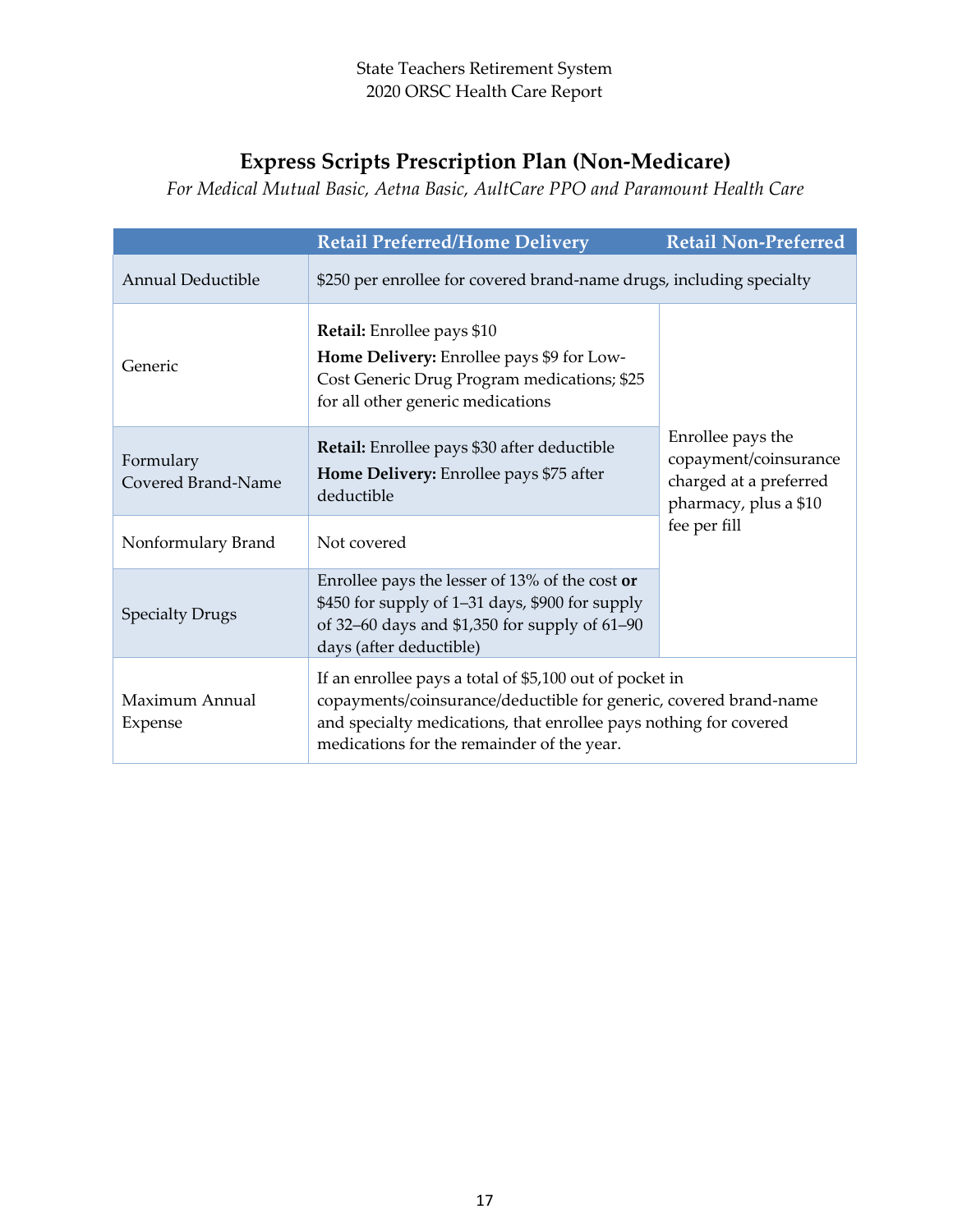# Express Scripts Prescription Plan (Non-Medicare)

*For Medical Mutual Basic, Aetna Basic, AultCare PPO and Paramount Health Care*

| | Retail Preferred/Home Delivery | Retail Non-Preferred |
|---|---|---|
| Annual Deductible | $250 per enrollee for covered brand-name drugs, including specialty | |
| Generic | **Retail:** Enrollee pays $10<br>**Home Delivery:** Enrollee pays $9 for Low-Cost Generic Drug Program medications; $25 for all other generic medications | Enrollee pays the copayment/coinsurance charged at a preferred pharmacy, plus a $10 fee per fill |
| Formulary Covered Brand-Name | **Retail:** Enrollee pays $30 after deductible<br>**Home Delivery:** Enrollee pays $75 after deductible | |
| Nonformulary Brand | Not covered | |
| Specialty Drugs | Enrollee pays the lesser of 13% of the cost **or** $450 for supply of 1–31 days, $900 for supply of 32–60 days and $1,350 for supply of 61–90 days (after deductible) | |
| Maximum Annual Expense | If an enrollee pays a total of $5,100 out of pocket in copayments/coinsurance/deductible for generic, covered brand-name and specialty medications, that enrollee pays nothing for covered medications for the remainder of the year. | |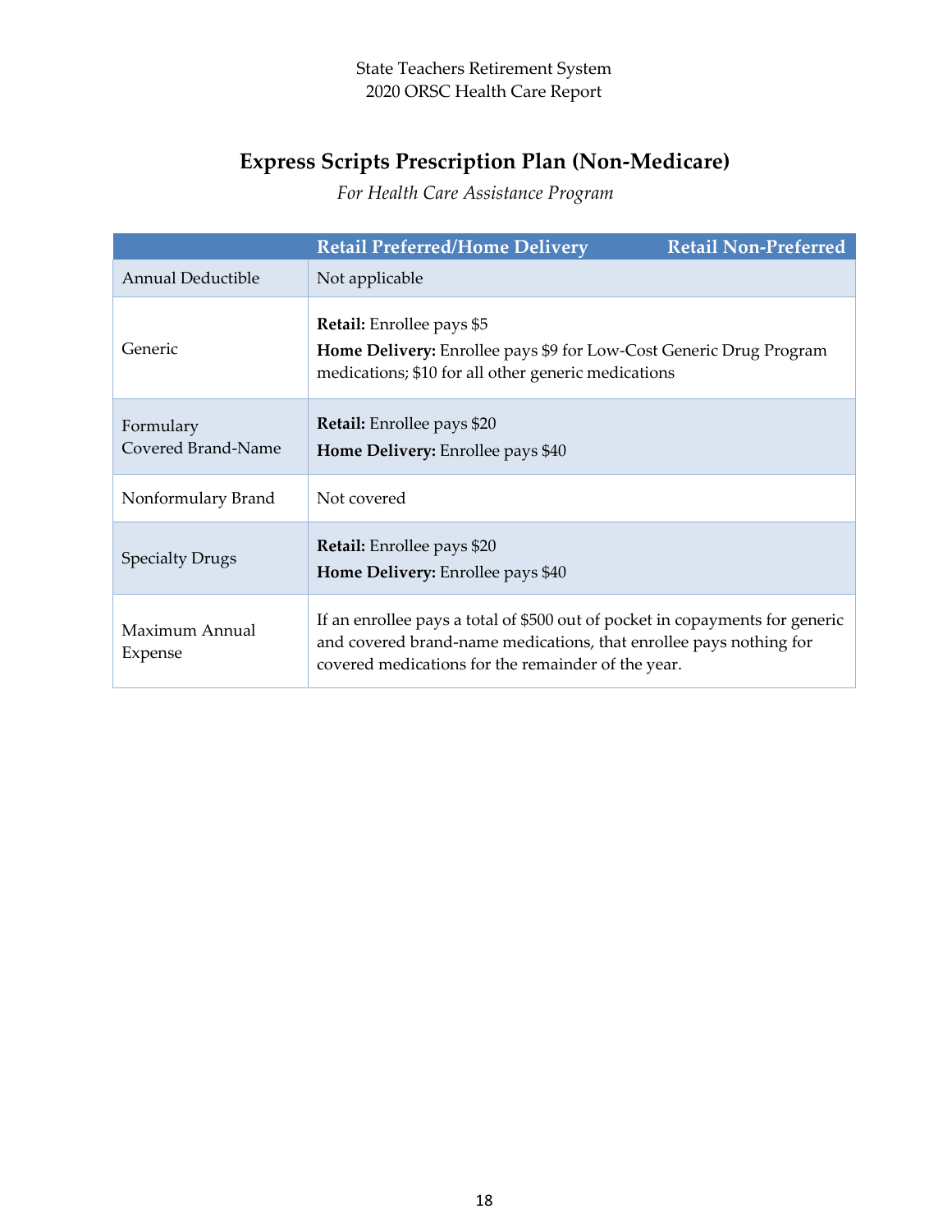# Express Scripts Prescription Plan (Non-Medicare)

*For Health Care Assistance Program*

| | Retail Preferred/Home Delivery Retail Non-Preferred |
|---|---|
| Annual Deductible | Not applicable |
| Generic | **Retail:** Enrollee pays $5<br>**Home Delivery:** Enrollee pays $9 for Low-Cost Generic Drug Program medications; $10 for all other generic medications |
| Formulary Covered Brand-Name | **Retail:** Enrollee pays $20<br>**Home Delivery:** Enrollee pays $40 |
| Nonformulary Brand | Not covered |
| Specialty Drugs | **Retail:** Enrollee pays $20<br>**Home Delivery:** Enrollee pays $40 |
| Maximum Annual Expense | If an enrollee pays a total of $500 out of pocket in copayments for generic and covered brand-name medications, that enrollee pays nothing for covered medications for the remainder of the year. |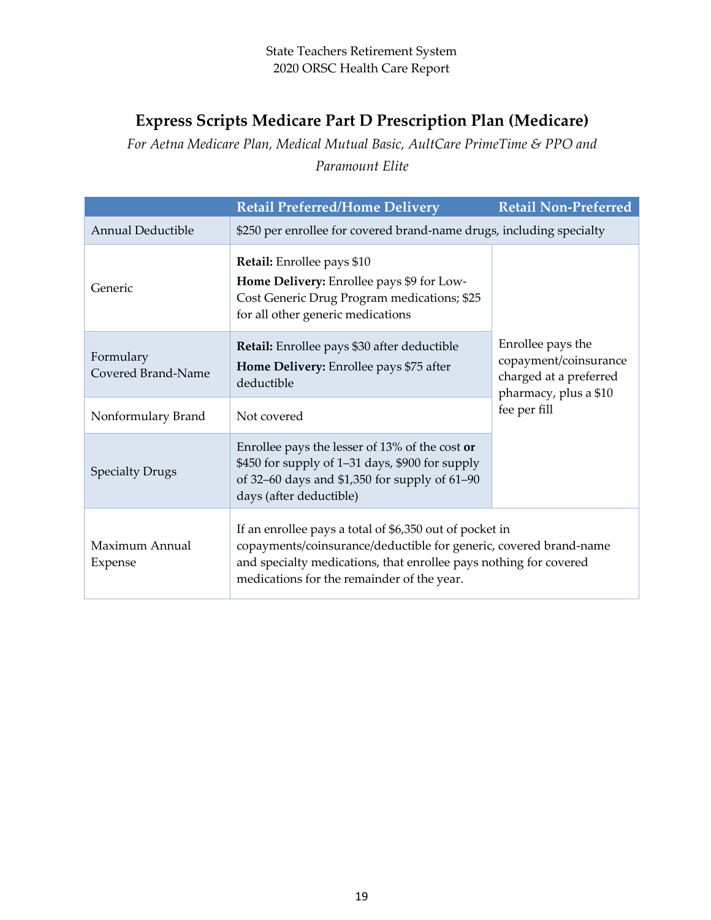## Express Scripts Medicare Part D Prescription Plan (Medicare)

*For Aetna Medicare Plan, Medical Mutual Basic, AultCare PrimeTime & PPO and Paramount Elite*

| | Retail Preferred/Home Delivery | Retail Non-Preferred |
|---|---|---|
| Annual Deductible | $250 per enrollee for covered brand-name drugs, including specialty | |
| Generic | **Retail:** Enrollee pays $10<br>**Home Delivery:** Enrollee pays $9 for Low-Cost Generic Drug Program medications; $25 for all other generic medications | Enrollee pays the copayment/coinsurance charged at a preferred pharmacy, plus a $10 fee per fill |
| Formulary Covered Brand-Name | **Retail:** Enrollee pays $30 after deductible<br>**Home Delivery:** Enrollee pays $75 after deductible | |
| Nonformulary Brand | Not covered | |
| Specialty Drugs | Enrollee pays the lesser of 13% of the cost **or** $450 for supply of 1–31 days, $900 for supply of 32–60 days and $1,350 for supply of 61–90 days (after deductible) | |
| Maximum Annual Expense | If an enrollee pays a total of $6,350 out of pocket in copayments/coinsurance/deductible for generic, covered brand-name and specialty medications, that enrollee pays nothing for covered medications for the remainder of the year. | |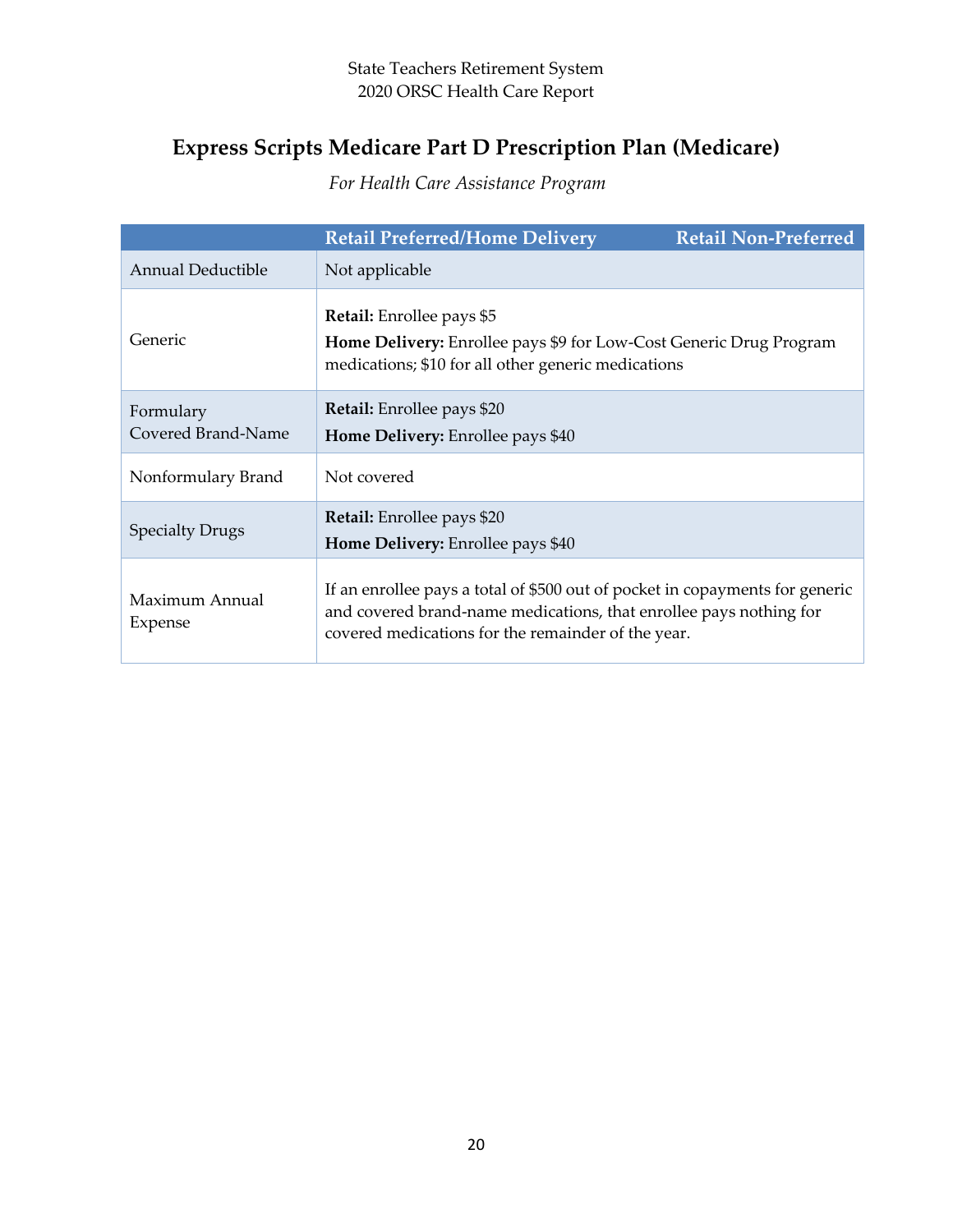# Express Scripts Medicare Part D Prescription Plan (Medicare)

*For Health Care Assistance Program*

| | Retail Preferred/Home Delivery | Retail Non-Preferred |
|---|---|---|
| Annual Deductible | Not applicable | |
| Generic | **Retail:** Enrollee pays $5<br>**Home Delivery:** Enrollee pays $9 for Low-Cost Generic Drug Program medications; $10 for all other generic medications | |
| Formulary Covered Brand-Name | **Retail:** Enrollee pays $20<br>**Home Delivery:** Enrollee pays $40 | |
| Nonformulary Brand | Not covered | |
| Specialty Drugs | **Retail:** Enrollee pays $20<br>**Home Delivery:** Enrollee pays $40 | |
| Maximum Annual Expense | If an enrollee pays a total of $500 out of pocket in copayments for generic and covered brand-name medications, that enrollee pays nothing for covered medications for the remainder of the year. | |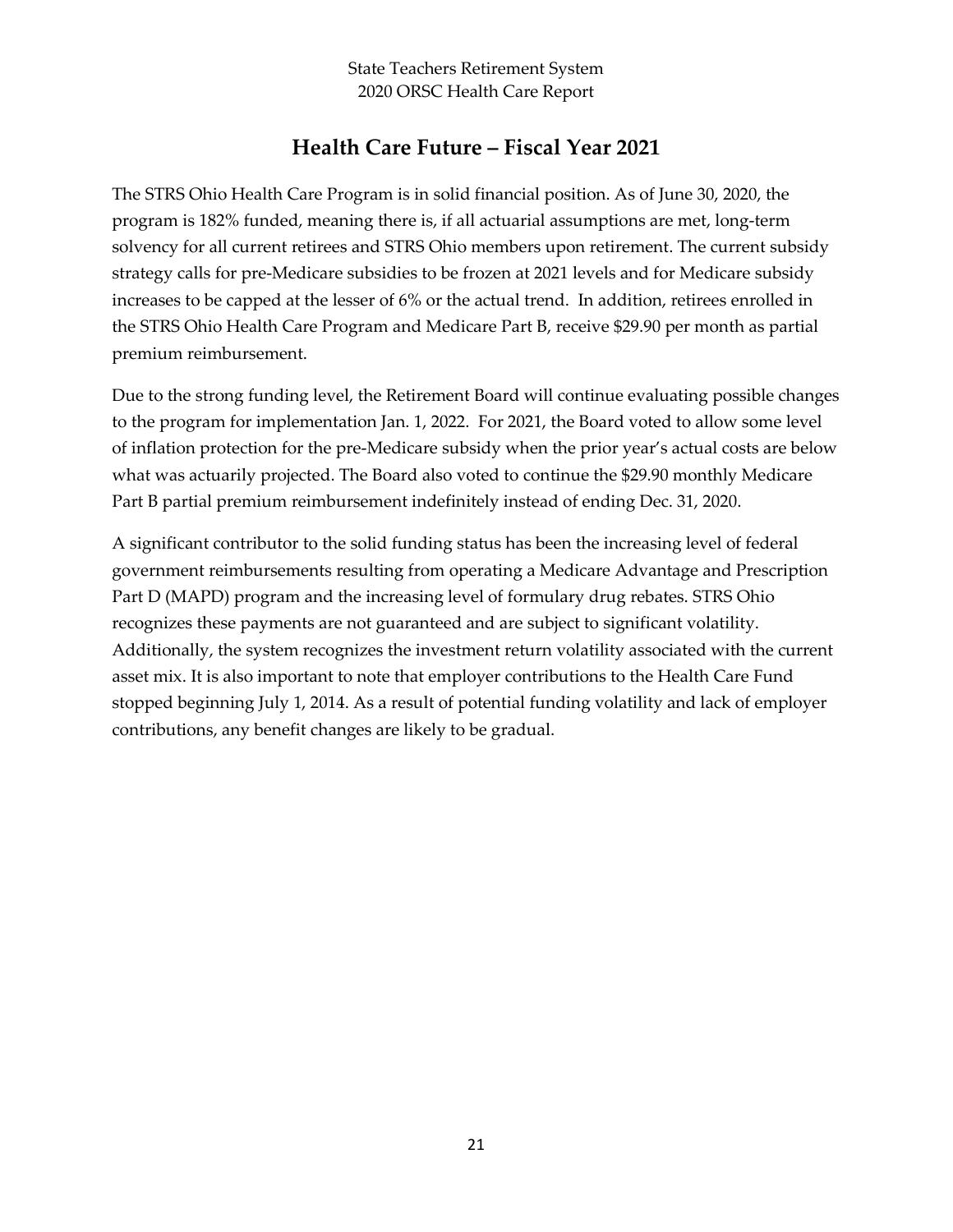## Health Care Future – Fiscal Year 2021

The STRS Ohio Health Care Program is in solid financial position. As of June 30, 2020, the program is 182% funded, meaning there is, if all actuarial assumptions are met, long-term solvency for all current retirees and STRS Ohio members upon retirement. The current subsidy strategy calls for pre-Medicare subsidies to be frozen at 2021 levels and for Medicare subsidy increases to be capped at the lesser of 6% or the actual trend. In addition, retirees enrolled in the STRS Ohio Health Care Program and Medicare Part B, receive $29.90 per month as partial premium reimbursement.

Due to the strong funding level, the Retirement Board will continue evaluating possible changes to the program for implementation Jan. 1, 2022. For 2021, the Board voted to allow some level of inflation protection for the pre-Medicare subsidy when the prior year's actual costs are below what was actuarily projected. The Board also voted to continue the $29.90 monthly Medicare Part B partial premium reimbursement indefinitely instead of ending Dec. 31, 2020.

A significant contributor to the solid funding status has been the increasing level of federal government reimbursements resulting from operating a Medicare Advantage and Prescription Part D (MAPD) program and the increasing level of formulary drug rebates. STRS Ohio recognizes these payments are not guaranteed and are subject to significant volatility. Additionally, the system recognizes the investment return volatility associated with the current asset mix. It is also important to note that employer contributions to the Health Care Fund stopped beginning July 1, 2014. As a result of potential funding volatility and lack of employer contributions, any benefit changes are likely to be gradual.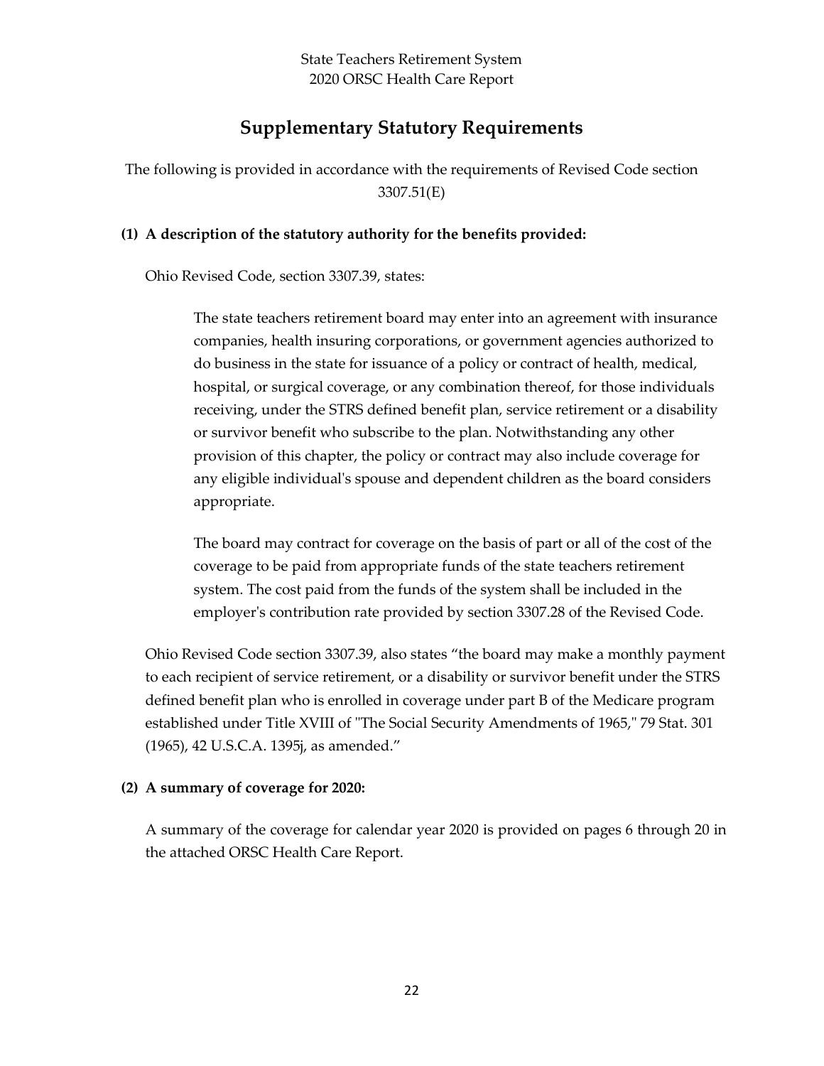## Supplementary Statutory Requirements

The following is provided in accordance with the requirements of Revised Code section 3307.51(E)

**(1) A description of the statutory authority for the benefits provided:**

Ohio Revised Code, section 3307.39, states:

> The state teachers retirement board may enter into an agreement with insurance companies, health insuring corporations, or government agencies authorized to do business in the state for issuance of a policy or contract of health, medical, hospital, or surgical coverage, or any combination thereof, for those individuals receiving, under the STRS defined benefit plan, service retirement or a disability or survivor benefit who subscribe to the plan. Notwithstanding any other provision of this chapter, the policy or contract may also include coverage for any eligible individual's spouse and dependent children as the board considers appropriate.
>
> The board may contract for coverage on the basis of part or all of the cost of the coverage to be paid from appropriate funds of the state teachers retirement system. The cost paid from the funds of the system shall be included in the employer's contribution rate provided by section 3307.28 of the Revised Code.

Ohio Revised Code section 3307.39, also states "the board may make a monthly payment to each recipient of service retirement, or a disability or survivor benefit under the STRS defined benefit plan who is enrolled in coverage under part B of the Medicare program established under Title XVIII of "The Social Security Amendments of 1965," 79 Stat. 301 (1965), 42 U.S.C.A. 1395j, as amended."

**(2) A summary of coverage for 2020:**

A summary of the coverage for calendar year 2020 is provided on pages 6 through 20 in the attached ORSC Health Care Report.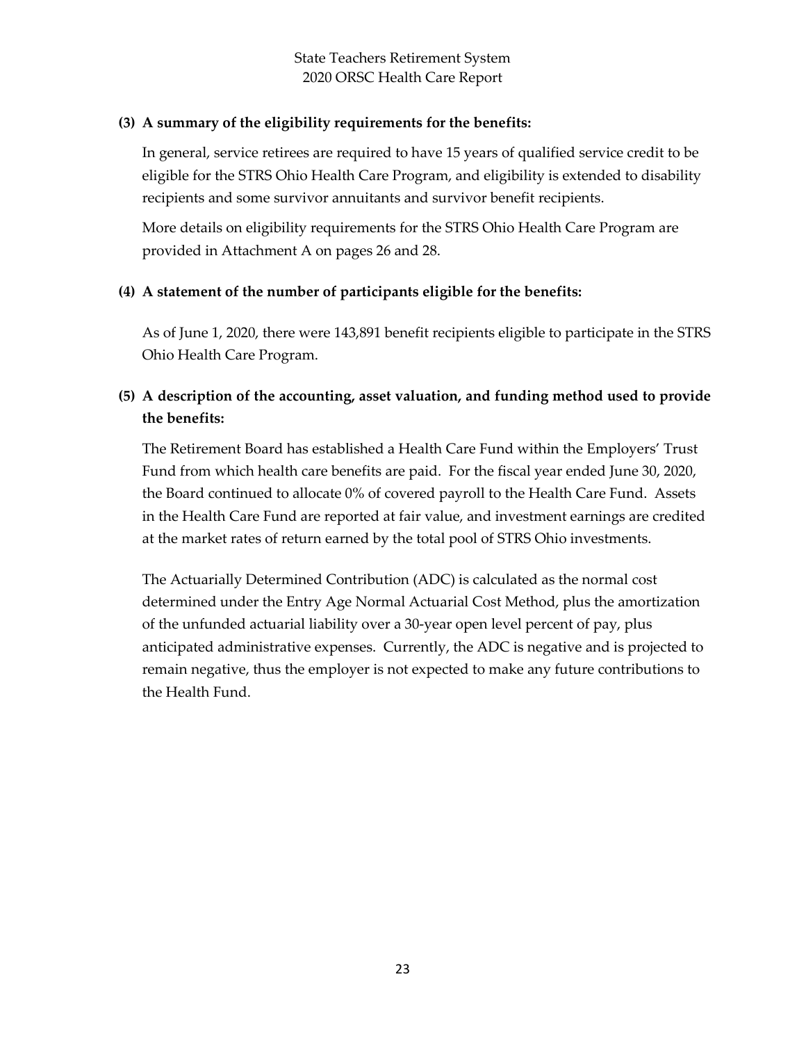**(3) A summary of the eligibility requirements for the benefits:**

In general, service retirees are required to have 15 years of qualified service credit to be eligible for the STRS Ohio Health Care Program, and eligibility is extended to disability recipients and some survivor annuitants and survivor benefit recipients.

More details on eligibility requirements for the STRS Ohio Health Care Program are provided in Attachment A on pages 26 and 28.

**(4) A statement of the number of participants eligible for the benefits:**

As of June 1, 2020, there were 143,891 benefit recipients eligible to participate in the STRS Ohio Health Care Program.

**(5) A description of the accounting, asset valuation, and funding method used to provide the benefits:**

The Retirement Board has established a Health Care Fund within the Employers' Trust Fund from which health care benefits are paid. For the fiscal year ended June 30, 2020, the Board continued to allocate 0% of covered payroll to the Health Care Fund. Assets in the Health Care Fund are reported at fair value, and investment earnings are credited at the market rates of return earned by the total pool of STRS Ohio investments.

The Actuarially Determined Contribution (ADC) is calculated as the normal cost determined under the Entry Age Normal Actuarial Cost Method, plus the amortization of the unfunded actuarial liability over a 30-year open level percent of pay, plus anticipated administrative expenses. Currently, the ADC is negative and is projected to remain negative, thus the employer is not expected to make any future contributions to the Health Fund.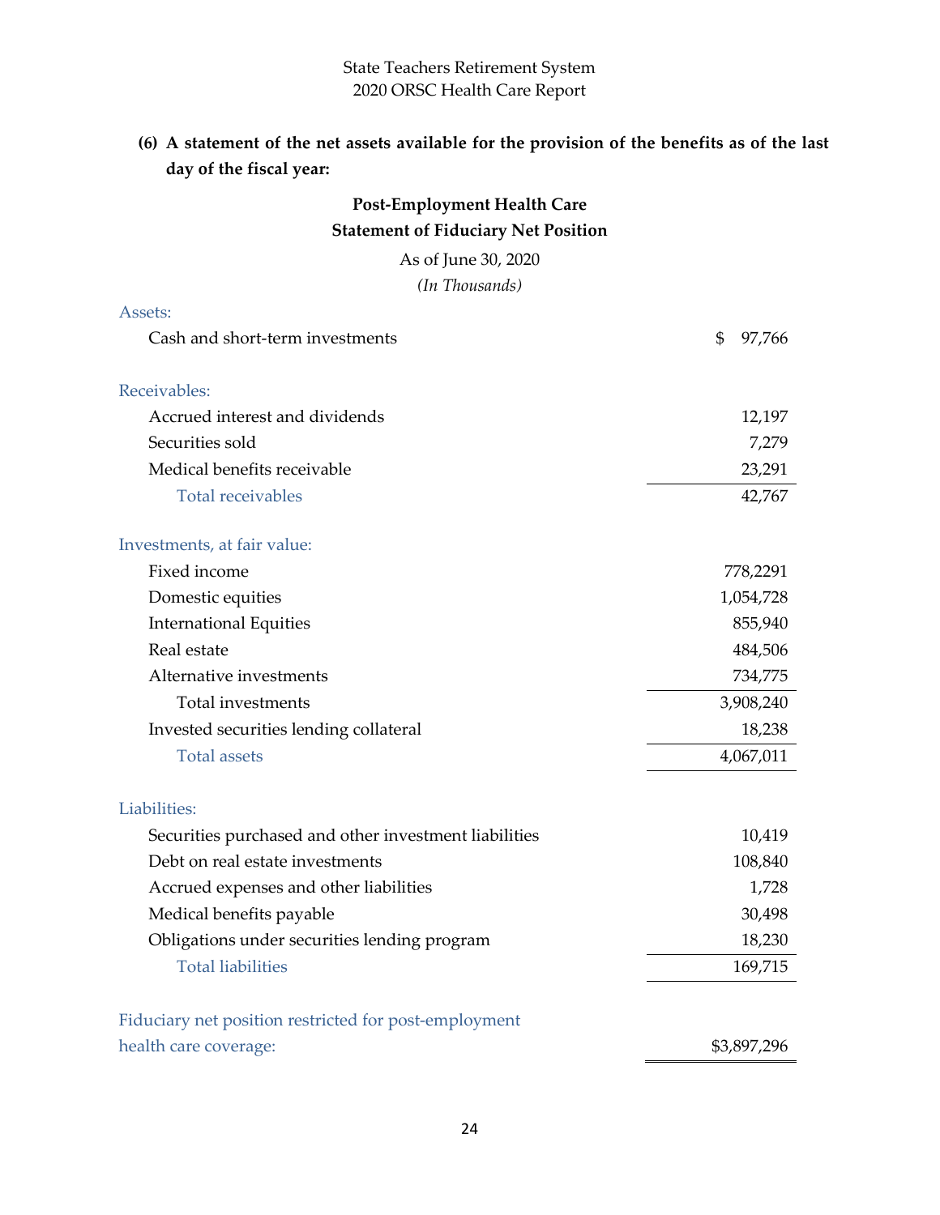**(6) A statement of the net assets available for the provision of the benefits as of the last day of the fiscal year:**

**Post-Employment Health Care**
**Statement of Fiduciary Net Position**

As of June 30, 2020

*(In Thousands)*

| | |
|---|---|
| Assets: | |
| Cash and short-term investments | $ 97,766 |
| | |
| Receivables: | |
| Accrued interest and dividends | 12,197 |
| Securities sold | 7,279 |
| Medical benefits receivable | 23,291 |
| Total receivables | 42,767 |
| | |
| Investments, at fair value: | |
| Fixed income | 778,2291 |
| Domestic equities | 1,054,728 |
| International Equities | 855,940 |
| Real estate | 484,506 |
| Alternative investments | 734,775 |
| Total investments | 3,908,240 |
| Invested securities lending collateral | 18,238 |
| Total assets | 4,067,011 |
| | |
| Liabilities: | |
| Securities purchased and other investment liabilities | 10,419 |
| Debt on real estate investments | 108,840 |
| Accrued expenses and other liabilities | 1,728 |
| Medical benefits payable | 30,498 |
| Obligations under securities lending program | 18,230 |
| Total liabilities | 169,715 |
| | |
| Fiduciary net position restricted for post-employment health care coverage: | $3,897,296 |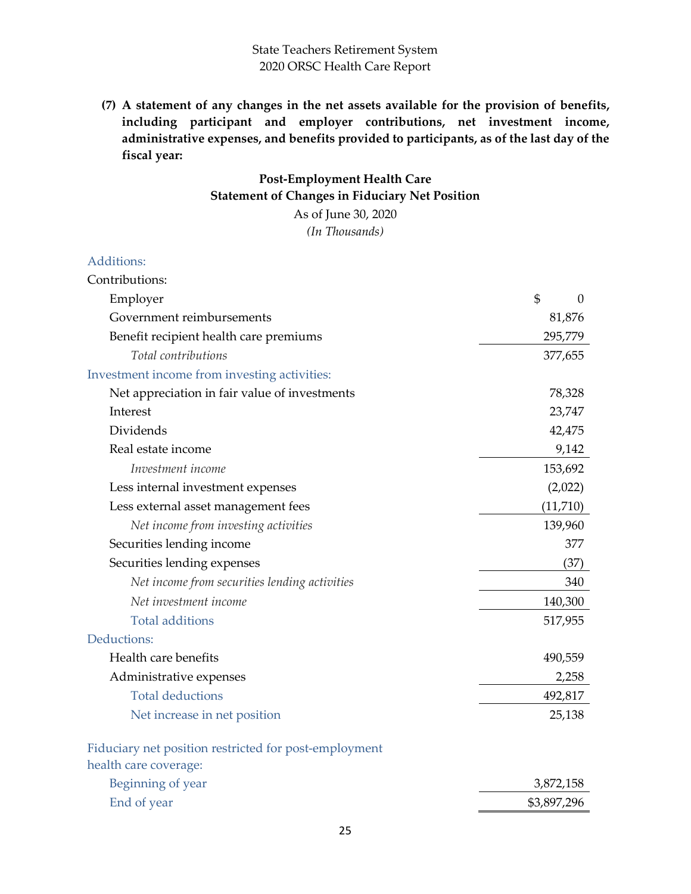**(7) A statement of any changes in the net assets available for the provision of benefits, including participant and employer contributions, net investment income, administrative expenses, and benefits provided to participants, as of the last day of the fiscal year:**

**Post-Employment Health Care**
**Statement of Changes in Fiduciary Net Position**
As of June 30, 2020
*(In Thousands)*

| | |
|---|---|
| Additions: | |
| Contributions: | |
| Employer | $ 0 |
| Government reimbursements | 81,876 |
| Benefit recipient health care premiums | 295,779 |
| *Total contributions* | 377,655 |
| Investment income from investing activities: | |
| Net appreciation in fair value of investments | 78,328 |
| Interest | 23,747 |
| Dividends | 42,475 |
| Real estate income | 9,142 |
| *Investment income* | 153,692 |
| Less internal investment expenses | (2,022) |
| Less external asset management fees | (11,710) |
| *Net income from investing activities* | 139,960 |
| Securities lending income | 377 |
| Securities lending expenses | (37) |
| *Net income from securities lending activities* | 340 |
| *Net investment income* | 140,300 |
| Total additions | 517,955 |
| Deductions: | |
| Health care benefits | 490,559 |
| Administrative expenses | 2,258 |
| Total deductions | 492,817 |
| Net increase in net position | 25,138 |
| Fiduciary net position restricted for post-employment health care coverage: | |
| Beginning of year | 3,872,158 |
| End of year | $3,897,296 |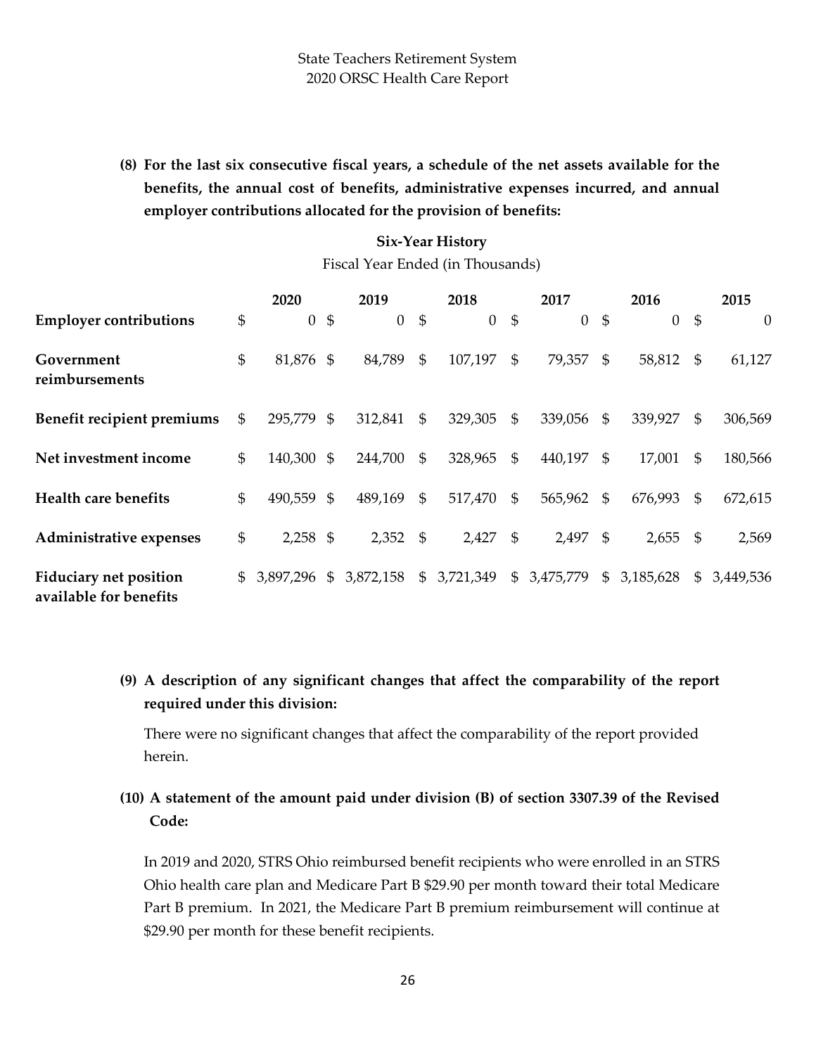**(8) For the last six consecutive fiscal years, a schedule of the net assets available for the benefits, the annual cost of benefits, administrative expenses incurred, and annual employer contributions allocated for the provision of benefits:**

**Six-Year History**

Fiscal Year Ended (in Thousands)

| | 2020 | 2019 | 2018 | 2017 | 2016 | 2015 |
|---|---|---|---|---|---|---|
| **Employer contributions** | $ 0 | $ 0 | $ 0 | $ 0 | $ 0 | $ 0 |
| **Government reimbursements** | $ 81,876 | $ 84,789 | $ 107,197 | $ 79,357 | $ 58,812 | $ 61,127 |
| **Benefit recipient premiums** | $ 295,779 | $ 312,841 | $ 329,305 | $ 339,056 | $ 339,927 | $ 306,569 |
| **Net investment income** | $ 140,300 | $ 244,700 | $ 328,965 | $ 440,197 | $ 17,001 | $ 180,566 |
| **Health care benefits** | $ 490,559 | $ 489,169 | $ 517,470 | $ 565,962 | $ 676,993 | $ 672,615 |
| **Administrative expenses** | $ 2,258 | $ 2,352 | $ 2,427 | $ 2,497 | $ 2,655 | $ 2,569 |
| **Fiduciary net position available for benefits** | $ 3,897,296 | $ 3,872,158 | $ 3,721,349 | $ 3,475,779 | $ 3,185,628 | $ 3,449,536 |

**(9) A description of any significant changes that affect the comparability of the report required under this division:**

There were no significant changes that affect the comparability of the report provided herein.

**(10) A statement of the amount paid under division (B) of section 3307.39 of the Revised Code:**

In 2019 and 2020, STRS Ohio reimbursed benefit recipients who were enrolled in an STRS Ohio health care plan and Medicare Part B $29.90 per month toward their total Medicare Part B premium. In 2021, the Medicare Part B premium reimbursement will continue at $29.90 per month for these benefit recipients.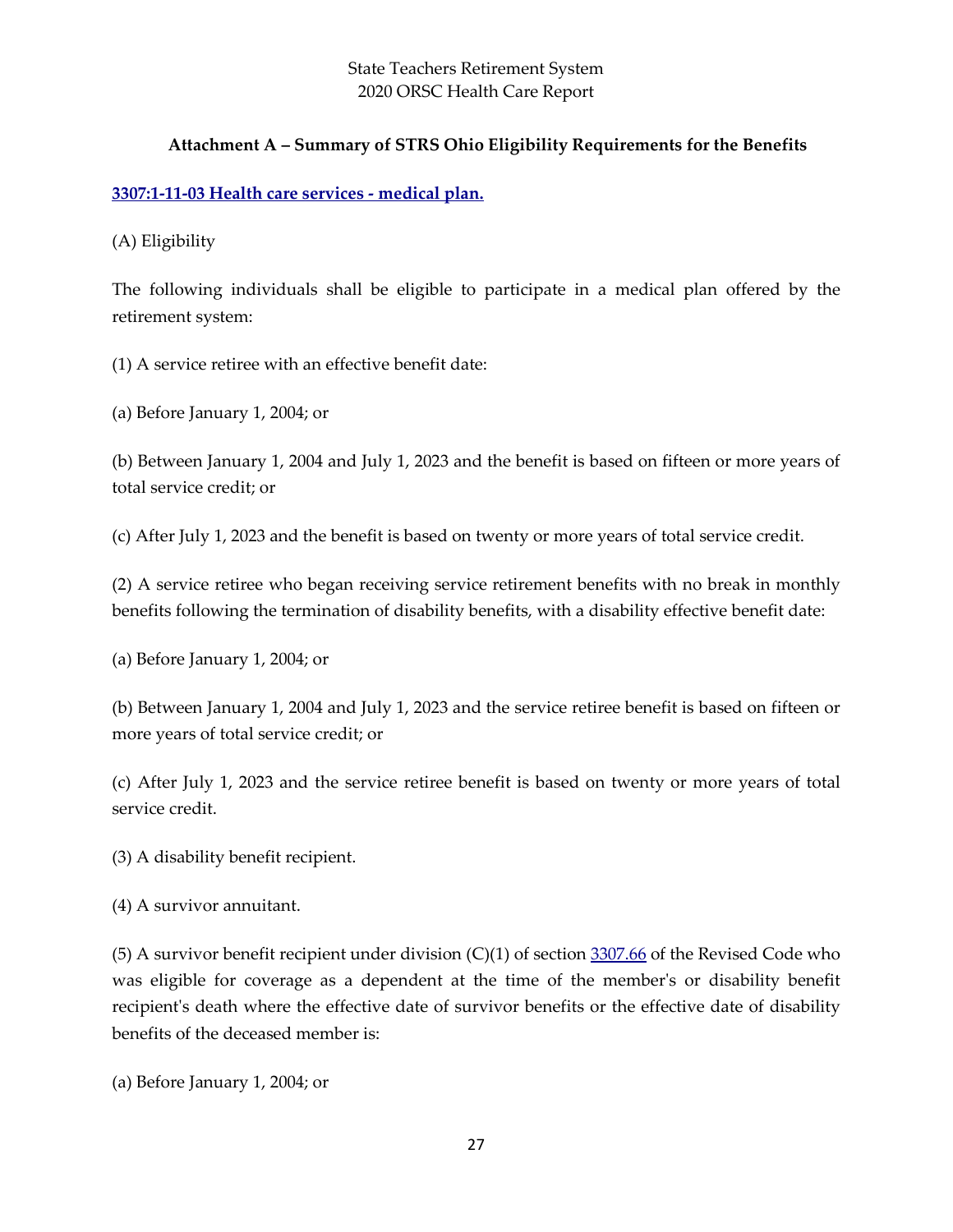## Attachment A – Summary of STRS Ohio Eligibility Requirements for the Benefits

### [3307:1-11-03 Health care services - medical plan.]

(A) Eligibility

The following individuals shall be eligible to participate in a medical plan offered by the retirement system:

(1) A service retiree with an effective benefit date:

(a) Before January 1, 2004; or

(b) Between January 1, 2004 and July 1, 2023 and the benefit is based on fifteen or more years of total service credit; or

(c) After July 1, 2023 and the benefit is based on twenty or more years of total service credit.

(2) A service retiree who began receiving service retirement benefits with no break in monthly benefits following the termination of disability benefits, with a disability effective benefit date:

(a) Before January 1, 2004; or

(b) Between January 1, 2004 and July 1, 2023 and the service retiree benefit is based on fifteen or more years of total service credit; or

(c) After July 1, 2023 and the service retiree benefit is based on twenty or more years of total service credit.

(3) A disability benefit recipient.

(4) A survivor annuitant.

(5) A survivor benefit recipient under division (C)(1) of section 3307.66 of the Revised Code who was eligible for coverage as a dependent at the time of the member's or disability benefit recipient's death where the effective date of survivor benefits or the effective date of disability benefits of the deceased member is:

(a) Before January 1, 2004; or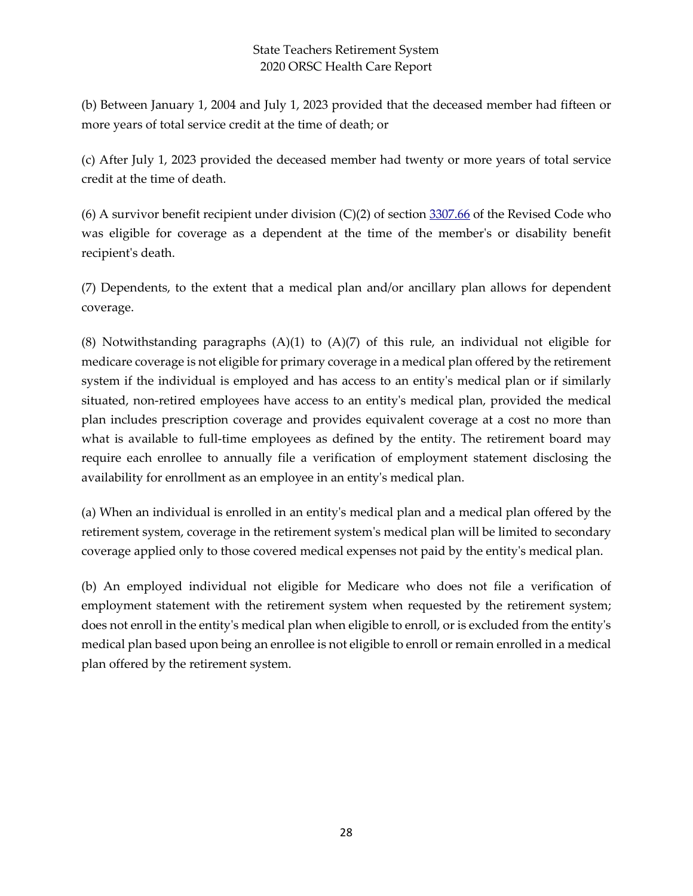(b) Between January 1, 2004 and July 1, 2023 provided that the deceased member had fifteen or more years of total service credit at the time of death; or

(c) After July 1, 2023 provided the deceased member had twenty or more years of total service credit at the time of death.

(6) A survivor benefit recipient under division (C)(2) of section [3307.66](3307.66) of the Revised Code who was eligible for coverage as a dependent at the time of the member's or disability benefit recipient's death.

(7) Dependents, to the extent that a medical plan and/or ancillary plan allows for dependent coverage.

(8) Notwithstanding paragraphs (A)(1) to (A)(7) of this rule, an individual not eligible for medicare coverage is not eligible for primary coverage in a medical plan offered by the retirement system if the individual is employed and has access to an entity's medical plan or if similarly situated, non-retired employees have access to an entity's medical plan, provided the medical plan includes prescription coverage and provides equivalent coverage at a cost no more than what is available to full-time employees as defined by the entity. The retirement board may require each enrollee to annually file a verification of employment statement disclosing the availability for enrollment as an employee in an entity's medical plan.

(a) When an individual is enrolled in an entity's medical plan and a medical plan offered by the retirement system, coverage in the retirement system's medical plan will be limited to secondary coverage applied only to those covered medical expenses not paid by the entity's medical plan.

(b) An employed individual not eligible for Medicare who does not file a verification of employment statement with the retirement system when requested by the retirement system; does not enroll in the entity's medical plan when eligible to enroll, or is excluded from the entity's medical plan based upon being an enrollee is not eligible to enroll or remain enrolled in a medical plan offered by the retirement system.